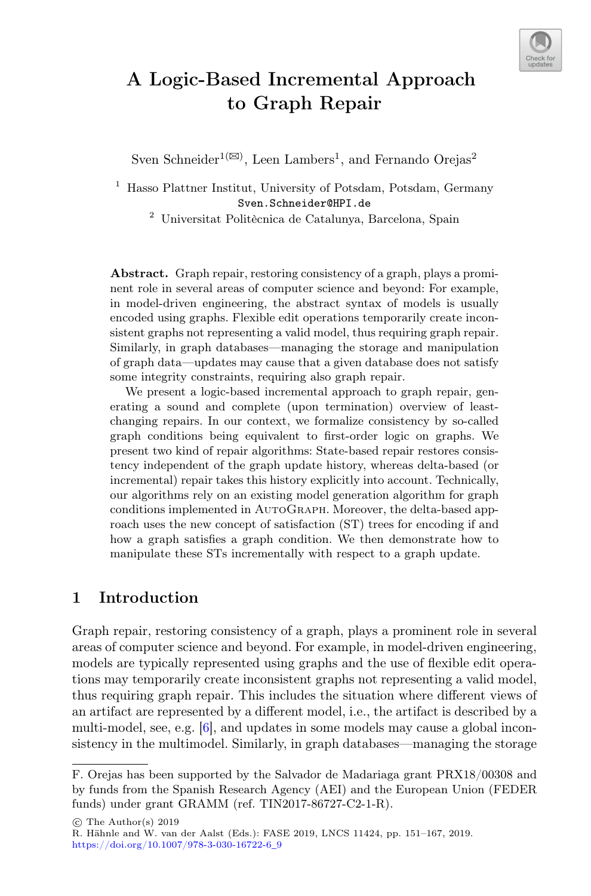# A Logic-Based Incremental Approach to Graph Repair

Sven Schneider[1(✉)], Leen Lambers[1], and Fernando Orejas[2]

[1] Hasso Plattner Institut, University of Potsdam, Potsdam, Germany
Sven.Schneider@HPI.de

[2] Universitat Politècnica de Catalunya, Barcelona, Spain

**Abstract.** Graph repair, restoring consistency of a graph, plays a prominent role in several areas of computer science and beyond: For example, in model-driven engineering, the abstract syntax of models is usually encoded using graphs. Flexible edit operations temporarily create inconsistent graphs not representing a valid model, thus requiring graph repair. Similarly, in graph databases—managing the storage and manipulation of graph data—updates may cause that a given database does not satisfy some integrity constraints, requiring also graph repair.

We present a logic-based incremental approach to graph repair, generating a sound and complete (upon termination) overview of least-changing repairs. In our context, we formalize consistency by so-called graph conditions being equivalent to first-order logic on graphs. We present two kind of repair algorithms: State-based repair restores consistency independent of the graph update history, whereas delta-based (or incremental) repair takes this history explicitly into account. Technically, our algorithms rely on an existing model generation algorithm for graph conditions implemented in AutoGraph. Moreover, the delta-based approach uses the new concept of satisfaction (ST) trees for encoding if and how a graph satisfies a graph condition. We then demonstrate how to manipulate these STs incrementally with respect to a graph update.

## 1 Introduction

Graph repair, restoring consistency of a graph, plays a prominent role in several areas of computer science and beyond. For example, in model-driven engineering, models are typically represented using graphs and the use of flexible edit operations may temporarily create inconsistent graphs not representing a valid model, thus requiring graph repair. This includes the situation where different views of an artifact are represented by a different model, i.e., the artifact is described by a multi-model, see, e.g. [6], and updates in some models may cause a global inconsistency in the multimodel. Similarly, in graph databases—managing the storage

F. Orejas has been supported by the Salvador de Madariaga grant PRX18/00308 and by funds from the Spanish Research Agency (AEI) and the European Union (FEDER funds) under grant GRAMM (ref. TIN2017-86727-C2-1-R).

© The Author(s) 2019
R. Hähnle and W. van der Aalst (Eds.): FASE 2019, LNCS 11424, pp. 151–167, 2019.
https://doi.org/10.1007/978-3-030-16722-6_9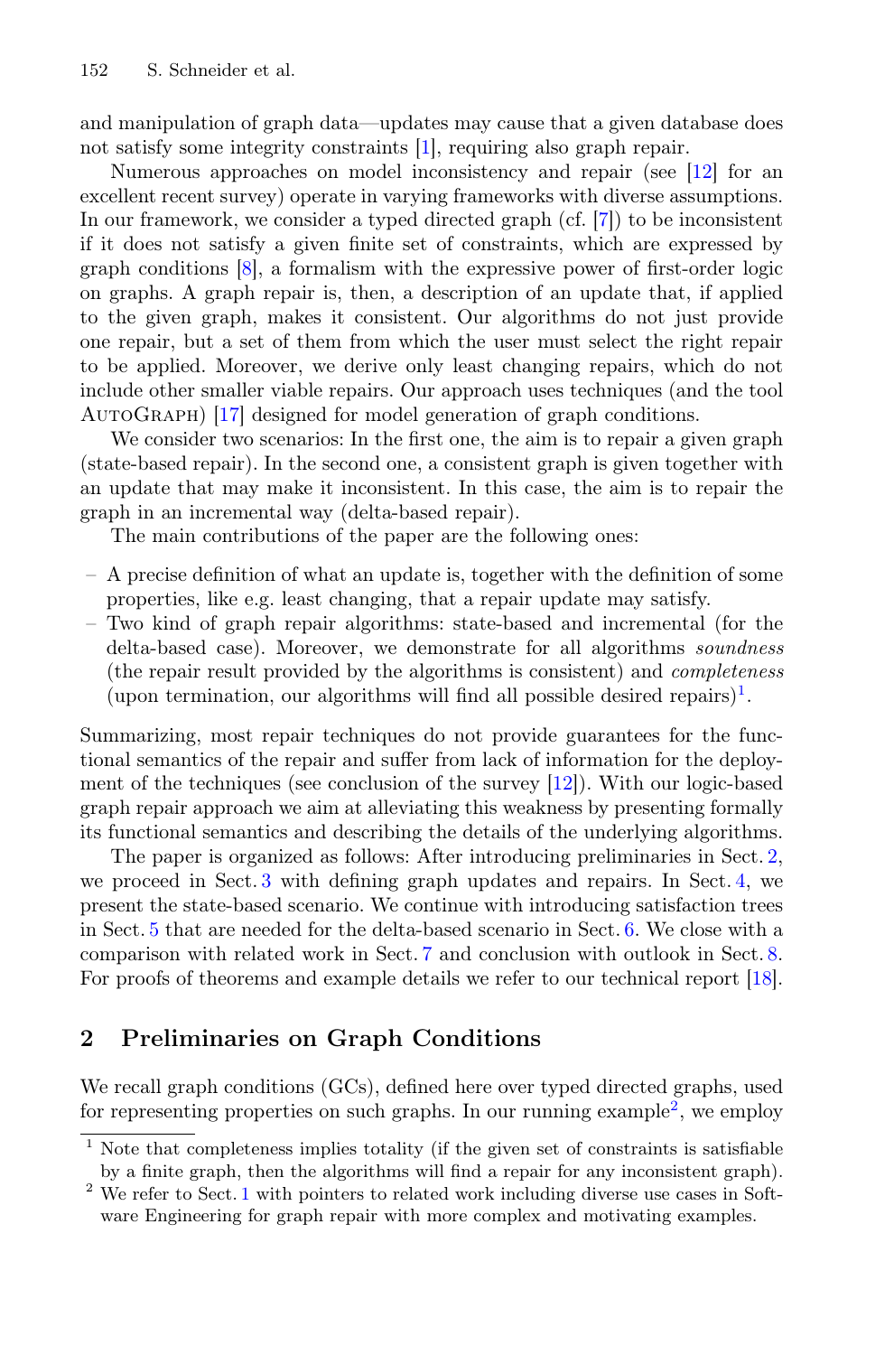and manipulation of graph data—updates may cause that a given database does not satisfy some integrity constraints [1], requiring also graph repair.

Numerous approaches on model inconsistency and repair (see [12] for an excellent recent survey) operate in varying frameworks with diverse assumptions. In our framework, we consider a typed directed graph (cf. [7]) to be inconsistent if it does not satisfy a given finite set of constraints, which are expressed by graph conditions [8], a formalism with the expressive power of first-order logic on graphs. A graph repair is, then, a description of an update that, if applied to the given graph, makes it consistent. Our algorithms do not just provide one repair, but a set of them from which the user must select the right repair to be applied. Moreover, we derive only least changing repairs, which do not include other smaller viable repairs. Our approach uses techniques (and the tool AutoGraph) [17] designed for model generation of graph conditions.

We consider two scenarios: In the first one, the aim is to repair a given graph (state-based repair). In the second one, a consistent graph is given together with an update that may make it inconsistent. In this case, the aim is to repair the graph in an incremental way (delta-based repair).

The main contributions of the paper are the following ones:

– A precise definition of what an update is, together with the definition of some properties, like e.g. least changing, that a repair update may satisfy.
– Two kind of graph repair algorithms: state-based and incremental (for the delta-based case). Moreover, we demonstrate for all algorithms *soundness* (the repair result provided by the algorithms is consistent) and *completeness* (upon termination, our algorithms will find all possible desired repairs)[1].

Summarizing, most repair techniques do not provide guarantees for the functional semantics of the repair and suffer from lack of information for the deployment of the techniques (see conclusion of the survey [12]). With our logic-based graph repair approach we aim at alleviating this weakness by presenting formally its functional semantics and describing the details of the underlying algorithms.

The paper is organized as follows: After introducing preliminaries in Sect. 2, we proceed in Sect. 3 with defining graph updates and repairs. In Sect. 4, we present the state-based scenario. We continue with introducing satisfaction trees in Sect. 5 that are needed for the delta-based scenario in Sect. 6. We close with a comparison with related work in Sect. 7 and conclusion with outlook in Sect. 8. For proofs of theorems and example details we refer to our technical report [18].

## 2 Preliminaries on Graph Conditions

We recall graph conditions (GCs), defined here over typed directed graphs, used for representing properties on such graphs. In our running example[2], we employ

[1] Note that completeness implies totality (if the given set of constraints is satisfiable by a finite graph, then the algorithms will find a repair for any inconsistent graph).

[2] We refer to Sect. 1 with pointers to related work including diverse use cases in Software Engineering for graph repair with more complex and motivating examples.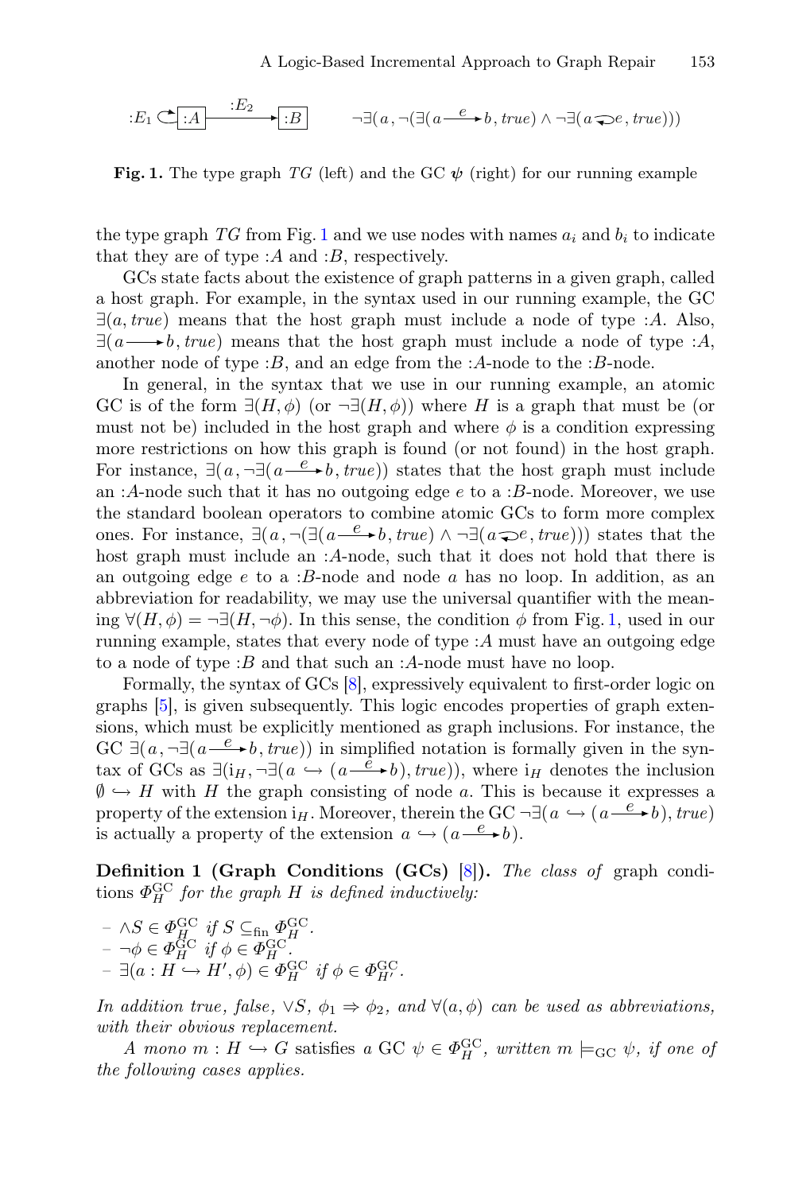$:E_1 \circlearrowleft \boxed{:A} \xrightarrow{:E_2} \boxed{:B}$ $\qquad \neg\exists(a, \neg(\exists(a \xrightarrow{e} b, true) \wedge \neg\exists(a \circlearrowleft e, true)))$

**Fig. 1.** The type graph $TG$ (left) and the GC $\psi$ (right) for our running example

the type graph $TG$ from Fig. 1 and we use nodes with names $a_i$ and $b_i$ to indicate that they are of type $:A$ and $:B$, respectively.

GCs state facts about the existence of graph patterns in a given graph, called a host graph. For example, in the syntax used in our running example, the GC $\exists(a, true)$ means that the host graph must include a node of type $:A$. Also, $\exists(a \longrightarrow b, true)$ means that the host graph must include a node of type $:A$, another node of type $:B$, and an edge from the $:A$-node to the $:B$-node.

In general, in the syntax that we use in our running example, an atomic GC is of the form $\exists(H, \phi)$ (or $\neg\exists(H, \phi)$) where $H$ is a graph that must be (or must not be) included in the host graph and where $\phi$ is a condition expressing more restrictions on how this graph is found (or not found) in the host graph. For instance, $\exists(a, \neg\exists(a \xrightarrow{e} b, true))$ states that the host graph must include an $:A$-node such that it has no outgoing edge $e$ to a $:B$-node. Moreover, we use the standard boolean operators to combine atomic GCs to form more complex ones. For instance, $\exists(a, \neg(\exists(a \xrightarrow{e} b, true) \wedge \neg\exists(a \circlearrowleft e, true)))$ states that the host graph must include an $:A$-node, such that it does not hold that there is an outgoing edge $e$ to a $:B$-node and node $a$ has no loop. In addition, as an abbreviation for readability, we may use the universal quantifier with the meaning $\forall(H, \phi) = \neg\exists(H, \neg\phi)$. In this sense, the condition $\phi$ from Fig. 1, used in our running example, states that every node of type $:A$ must have an outgoing edge to a node of type $:B$ and that such an $:A$-node must have no loop.

Formally, the syntax of GCs [8], expressively equivalent to first-order logic on graphs [5], is given subsequently. This logic encodes properties of graph extensions, which must be explicitly mentioned as graph inclusions. For instance, the GC $\exists(a, \neg\exists(a \xrightarrow{e} b, true))$ in simplified notation is formally given in the syntax of GCs as $\exists(\mathrm{i}_H, \neg\exists(a \hookrightarrow (a \xrightarrow{e} b), true))$, where $\mathrm{i}_H$ denotes the inclusion $\emptyset \hookrightarrow H$ with $H$ the graph consisting of node $a$. This is because it expresses a property of the extension $\mathrm{i}_H$. Moreover, therein the GC $\neg\exists(a \hookrightarrow (a \xrightarrow{e} b), true)$ is actually a property of the extension $a \hookrightarrow (a \xrightarrow{e} b)$.

**Definition 1 (Graph Conditions (GCs)** [8]**).** *The class of* graph conditions $\Phi_H^{\mathrm{GC}}$ *for the graph* $H$ *is defined inductively:*

- $\wedge S \in \Phi_H^{\mathrm{GC}}$ *if* $S \subseteq_{\mathrm{fin}} \Phi_H^{\mathrm{GC}}$.
- $\neg\phi \in \Phi_H^{\mathrm{GC}}$ *if* $\phi \in \Phi_H^{\mathrm{GC}}$.
- $\exists(a : H \hookrightarrow H', \phi) \in \Phi_H^{\mathrm{GC}}$ *if* $\phi \in \Phi_{H'}^{\mathrm{GC}}$.

*In addition true, false,* $\vee S$, $\phi_1 \Rightarrow \phi_2$, *and* $\forall(a, \phi)$ *can be used as abbreviations, with their obvious replacement.*

*A mono* $m : H \hookrightarrow G$ satisfies *a GC* $\psi \in \Phi_H^{\mathrm{GC}}$, *written* $m \models_{\mathrm{GC}} \psi$, *if one of the following cases applies.*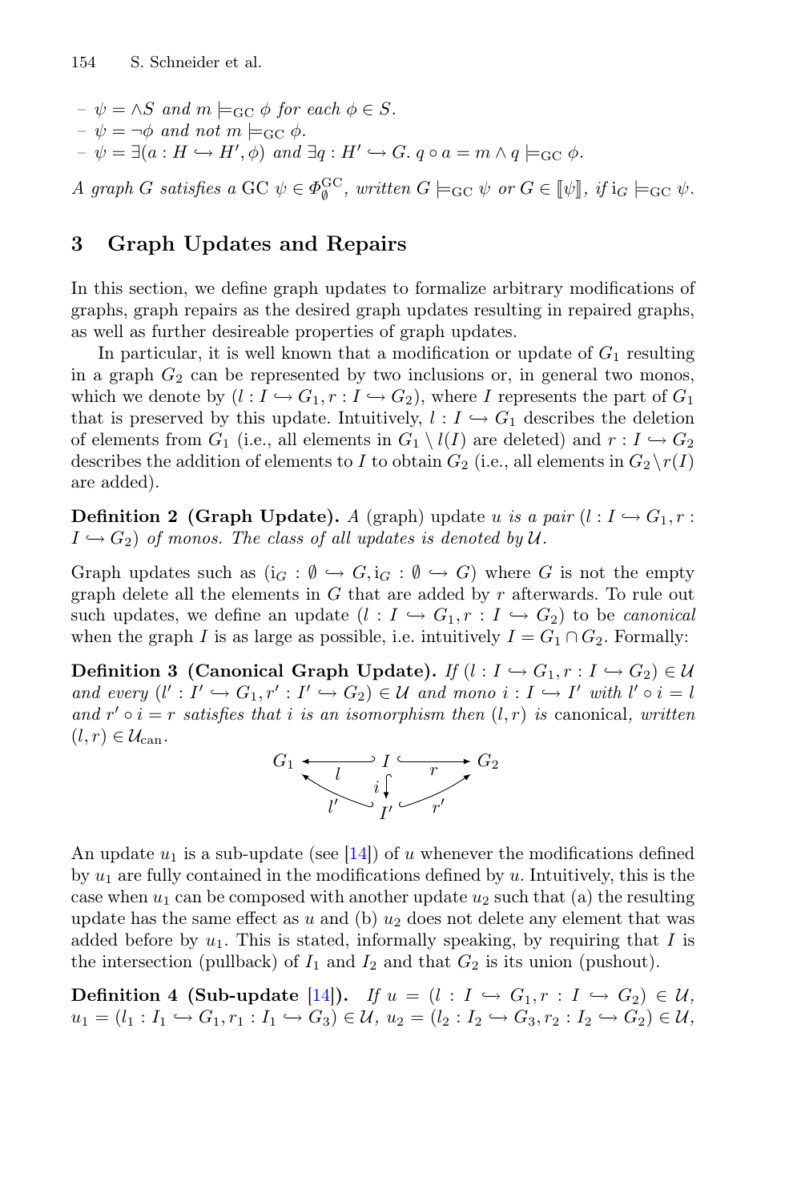- $\psi = \wedge S$ *and* $m \models_{\mathrm{GC}} \phi$ *for each* $\phi \in S$.
- $\psi = \neg\phi$ *and not* $m \models_{\mathrm{GC}} \phi$.
- $\psi = \exists(a : H \hookrightarrow H', \phi)$ *and* $\exists q : H' \hookrightarrow G.\ q \circ a = m \wedge q \models_{\mathrm{GC}} \phi$.

*A graph* $G$ *satisfies a* GC $\psi \in \Phi^{\mathrm{GC}}_{\emptyset}$*, written* $G \models_{\mathrm{GC}} \psi$ *or* $G \in [\![\psi]\!]$*, if* $\mathrm{i}_G \models_{\mathrm{GC}} \psi$.

## 3 Graph Updates and Repairs

In this section, we define graph updates to formalize arbitrary modifications of graphs, graph repairs as the desired graph updates resulting in repaired graphs, as well as further desireable properties of graph updates.

In particular, it is well known that a modification or update of $G_1$ resulting in a graph $G_2$ can be represented by two inclusions or, in general two monos, which we denote by $(l : I \hookrightarrow G_1, r : I \hookrightarrow G_2)$, where $I$ represents the part of $G_1$ that is preserved by this update. Intuitively, $l : I \hookrightarrow G_1$ describes the deletion of elements from $G_1$ (i.e., all elements in $G_1 \setminus l(I)$ are deleted) and $r : I \hookrightarrow G_2$ describes the addition of elements to $I$ to obtain $G_2$ (i.e., all elements in $G_2 \setminus r(I)$ are added).

**Definition 2 (Graph Update).** *A* (graph) update $u$ *is a pair* $(l : I \hookrightarrow G_1, r : I \hookrightarrow G_2)$ *of monos. The class of all updates is denoted by* $\mathcal{U}$.

Graph updates such as $(\mathrm{i}_G : \emptyset \hookrightarrow G, \mathrm{i}_G : \emptyset \hookrightarrow G)$ where $G$ is not the empty graph delete all the elements in $G$ that are added by $r$ afterwards. To rule out such updates, we define an update $(l : I \hookrightarrow G_1, r : I \hookrightarrow G_2)$ to be *canonical* when the graph $I$ is as large as possible, i.e. intuitively $I = G_1 \cap G_2$. Formally:

**Definition 3 (Canonical Graph Update).** *If* $(l : I \hookrightarrow G_1, r : I \hookrightarrow G_2) \in \mathcal{U}$ *and every* $(l' : I' \hookrightarrow G_1, r' : I' \hookrightarrow G_2) \in \mathcal{U}$ *and mono* $i : I \hookrightarrow I'$ *with* $l' \circ i = l$ *and* $r' \circ i = r$ *satisfies that* $i$ *is an isomorphism then* $(l, r)$ *is* canonical*, written* $(l, r) \in \mathcal{U}_{\mathrm{can}}$.

$$G_1 \xleftarrow{\;l\;} I \xrightarrow{\;r\;} G_2, \quad i : I \hookrightarrow I', \quad l' : I' \hookrightarrow G_1, \quad r' : I' \hookrightarrow G_2$$

An update $u_1$ is a sub-update (see [14]) of $u$ whenever the modifications defined by $u_1$ are fully contained in the modifications defined by $u$. Intuitively, this is the case when $u_1$ can be composed with another update $u_2$ such that (a) the resulting update has the same effect as $u$ and (b) $u_2$ does not delete any element that was added before by $u_1$. This is stated, informally speaking, by requiring that $I$ is the intersection (pullback) of $I_1$ and $I_2$ and that $G_2$ is its union (pushout).

**Definition 4 (Sub-update [14]).** *If* $u = (l : I \hookrightarrow G_1, r : I \hookrightarrow G_2) \in \mathcal{U}$, $u_1 = (l_1 : I_1 \hookrightarrow G_1, r_1 : I_1 \hookrightarrow G_3) \in \mathcal{U}$, $u_2 = (l_2 : I_2 \hookrightarrow G_3, r_2 : I_2 \hookrightarrow G_2) \in \mathcal{U}$,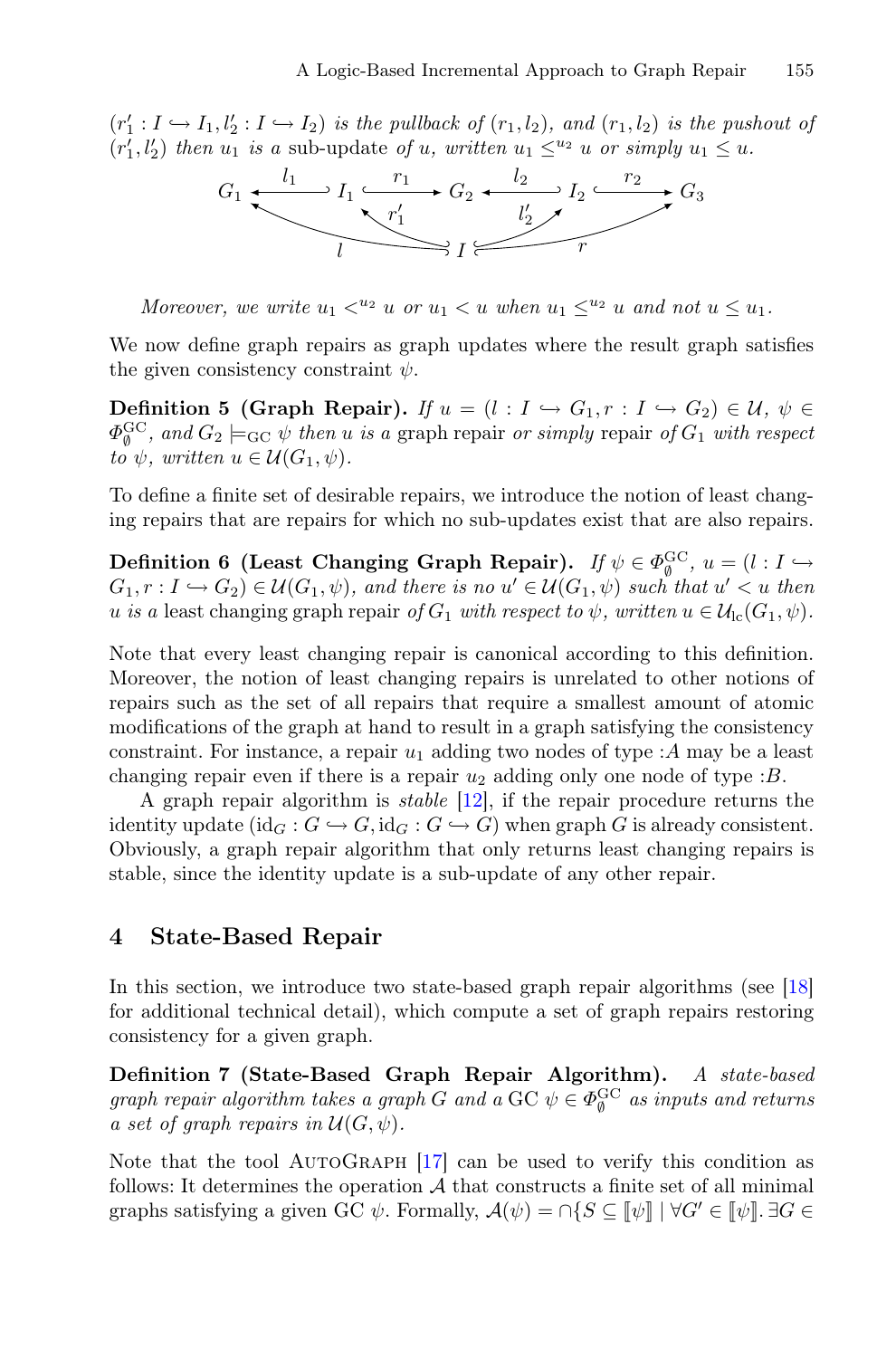$(r'_1 : I \hookrightarrow I_1, l'_2 : I \hookrightarrow I_2)$ *is the pullback of* $(r_1, l_2)$*, and* $(r_1, l_2)$ *is the pushout of* $(r'_1, l'_2)$ *then* $u_1$ *is a* sub-update *of* $u$*, written* $u_1 \leq^{u_2} u$ *or simply* $u_1 \leq u$*.*

$$
\begin{array}{ccccccccc}
G_1 & \xleftarrow{l_1} & I_1 & \xrightarrow{r_1} & G_2 & \xleftarrow{l_2} & I_2 & \xrightarrow{r_2} & G_3 \\
& \nwarrow^{l} & \nwarrow^{r'_1} & & I & & \nearrow^{l'_2} & \nearrow^{r} &
\end{array}
$$

*Moreover, we write* $u_1 <^{u_2} u$ *or* $u_1 < u$ *when* $u_1 \leq^{u_2} u$ *and not* $u \leq u_1$*.*

We now define graph repairs as graph updates where the result graph satisfies the given consistency constraint $\psi$.

**Definition 5 (Graph Repair).** *If* $u = (l : I \hookrightarrow G_1, r : I \hookrightarrow G_2) \in \mathcal{U}$*,* $\psi \in \Phi_\emptyset^{\mathrm{GC}}$*, and* $G_2 \models_{\mathrm{GC}} \psi$ *then* $u$ *is a* graph repair *or simply* repair *of* $G_1$ *with respect to* $\psi$*, written* $u \in \mathcal{U}(G_1, \psi)$*.*

To define a finite set of desirable repairs, we introduce the notion of least changing repairs that are repairs for which no sub-updates exist that are also repairs.

**Definition 6 (Least Changing Graph Repair).** *If* $\psi \in \Phi_\emptyset^{\mathrm{GC}}$*,* $u = (l : I \hookrightarrow G_1, r : I \hookrightarrow G_2) \in \mathcal{U}(G_1, \psi)$*, and there is no* $u' \in \mathcal{U}(G_1, \psi)$ *such that* $u' < u$ *then* $u$ *is a* least changing graph repair *of* $G_1$ *with respect to* $\psi$*, written* $u \in \mathcal{U}_{\mathrm{lc}}(G_1, \psi)$*.*

Note that every least changing repair is canonical according to this definition. Moreover, the notion of least changing repairs is unrelated to other notions of repairs such as the set of all repairs that require a smallest amount of atomic modifications of the graph at hand to result in a graph satisfying the consistency constraint. For instance, a repair $u_1$ adding two nodes of type $:A$ may be a least changing repair even if there is a repair $u_2$ adding only one node of type $:B$.

A graph repair algorithm is *stable* [12], if the repair procedure returns the identity update $(\mathrm{id}_G : G \hookrightarrow G, \mathrm{id}_G : G \hookrightarrow G)$ when graph $G$ is already consistent. Obviously, a graph repair algorithm that only returns least changing repairs is stable, since the identity update is a sub-update of any other repair.

## 4 State-Based Repair

In this section, we introduce two state-based graph repair algorithms (see [18] for additional technical detail), which compute a set of graph repairs restoring consistency for a given graph.

**Definition 7 (State-Based Graph Repair Algorithm).** *A state-based graph repair algorithm takes a graph* $G$ *and a* GC $\psi \in \Phi_\emptyset^{\mathrm{GC}}$ *as inputs and returns a set of graph repairs in* $\mathcal{U}(G, \psi)$*.*

Note that the tool AutoGraph [17] can be used to verify this condition as follows: It determines the operation $\mathcal{A}$ that constructs a finite set of all minimal graphs satisfying a given GC $\psi$. Formally, $\mathcal{A}(\psi) = \cap\{S \subseteq [\![\psi]\!] \mid \forall G' \in [\![\psi]\!]. \exists G \in$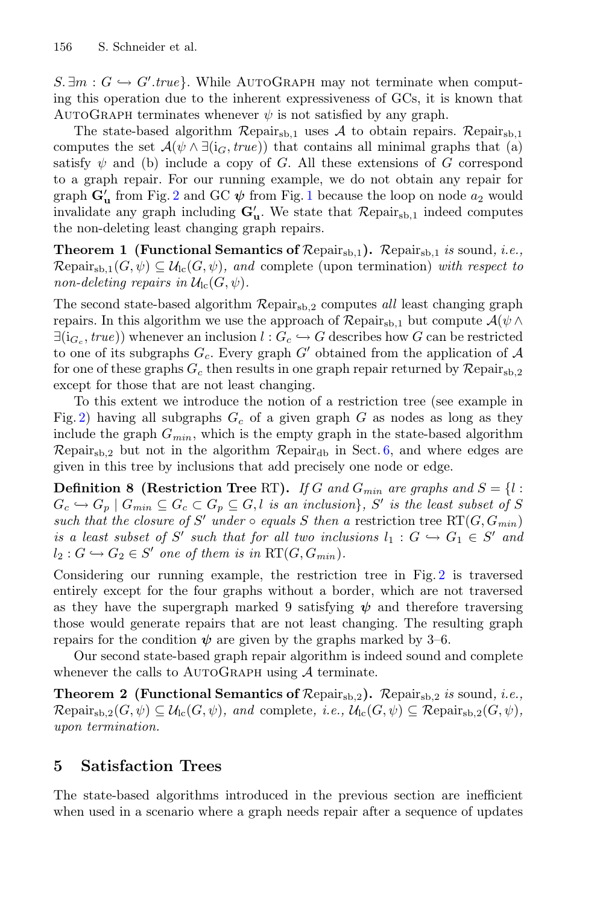$S. \exists m : G \hookrightarrow G'.true\}$. While AutoGraph may not terminate when computing this operation due to the inherent expressiveness of GCs, it is known that AutoGraph terminates whenever $\psi$ is not satisfied by any graph.

The state-based algorithm $\mathcal{R}\mathrm{epair}_{\mathrm{sb},1}$ uses $\mathcal{A}$ to obtain repairs. $\mathcal{R}\mathrm{epair}_{\mathrm{sb},1}$ computes the set $\mathcal{A}(\psi \wedge \exists(\mathrm{i}_G, true))$ that contains all minimal graphs that (a) satisfy $\psi$ and (b) include a copy of $G$. All these extensions of $G$ correspond to a graph repair. For our running example, we do not obtain any repair for graph $\mathbf{G'_u}$ from Fig. 2 and GC $\boldsymbol{\psi}$ from Fig. 1 because the loop on node $a_2$ would invalidate any graph including $\mathbf{G'_u}$. We state that $\mathcal{R}\mathrm{epair}_{\mathrm{sb},1}$ indeed computes the non-deleting least changing graph repairs.

**Theorem 1 (Functional Semantics of $\mathcal{R}\mathrm{epair}_{\mathrm{sb},1}$).** *$\mathcal{R}\mathrm{epair}_{\mathrm{sb},1}$ is* sound, *i.e., $\mathcal{R}\mathrm{epair}_{\mathrm{sb},1}(G, \psi) \subseteq \mathcal{U}_{\mathrm{lc}}(G, \psi)$, and* complete (upon termination) *with respect to non-deleting repairs in $\mathcal{U}_{\mathrm{lc}}(G, \psi)$.*

The second state-based algorithm $\mathcal{R}\mathrm{epair}_{\mathrm{sb},2}$ computes *all* least changing graph repairs. In this algorithm we use the approach of $\mathcal{R}\mathrm{epair}_{\mathrm{sb},1}$ but compute $\mathcal{A}(\psi \wedge \exists(\mathrm{i}_{G_c}, true))$ whenever an inclusion $l : G_c \hookrightarrow G$ describes how $G$ can be restricted to one of its subgraphs $G_c$. Every graph $G'$ obtained from the application of $\mathcal{A}$ for one of these graphs $G_c$ then results in one graph repair returned by $\mathcal{R}\mathrm{epair}_{\mathrm{sb},2}$ except for those that are not least changing.

To this extent we introduce the notion of a restriction tree (see example in Fig. 2) having all subgraphs $G_c$ of a given graph $G$ as nodes as long as they include the graph $G_{min}$, which is the empty graph in the state-based algorithm $\mathcal{R}\mathrm{epair}_{\mathrm{sb},2}$ but not in the algorithm $\mathcal{R}\mathrm{epair}_{\mathrm{db}}$ in Sect. 6, and where edges are given in this tree by inclusions that add precisely one node or edge.

**Definition 8 (Restriction Tree RT).** *If $G$ and $G_{min}$ are graphs and $S = \{l : G_c \hookrightarrow G_p \mid G_{min} \subseteq G_c \subset G_p \subseteq G, l \text{ is an inclusion}\}$, $S'$ is the least subset of $S$ such that the closure of $S'$ under $\circ$ equals $S$ then a* restriction tree $\mathrm{RT}(G, G_{min})$ *is a least subset of $S'$ such that for all two inclusions $l_1 : G \hookrightarrow G_1 \in S'$ and $l_2 : G \hookrightarrow G_2 \in S'$ one of them is in $\mathrm{RT}(G, G_{min})$.*

Considering our running example, the restriction tree in Fig. 2 is traversed entirely except for the four graphs without a border, which are not traversed as they have the supergraph marked 9 satisfying $\boldsymbol{\psi}$ and therefore traversing those would generate repairs that are not least changing. The resulting graph repairs for the condition $\boldsymbol{\psi}$ are given by the graphs marked by 3–6.

Our second state-based graph repair algorithm is indeed sound and complete whenever the calls to AutoGraph using $\mathcal{A}$ terminate.

**Theorem 2 (Functional Semantics of $\mathcal{R}\mathrm{epair}_{\mathrm{sb},2}$).** *$\mathcal{R}\mathrm{epair}_{\mathrm{sb},2}$ is* sound, *i.e., $\mathcal{R}\mathrm{epair}_{\mathrm{sb},2}(G, \psi) \subseteq \mathcal{U}_{\mathrm{lc}}(G, \psi)$, and* complete, *i.e., $\mathcal{U}_{\mathrm{lc}}(G, \psi) \subseteq \mathcal{R}\mathrm{epair}_{\mathrm{sb},2}(G, \psi)$, upon termination.*

## 5 Satisfaction Trees

The state-based algorithms introduced in the previous section are inefficient when used in a scenario where a graph needs repair after a sequence of updates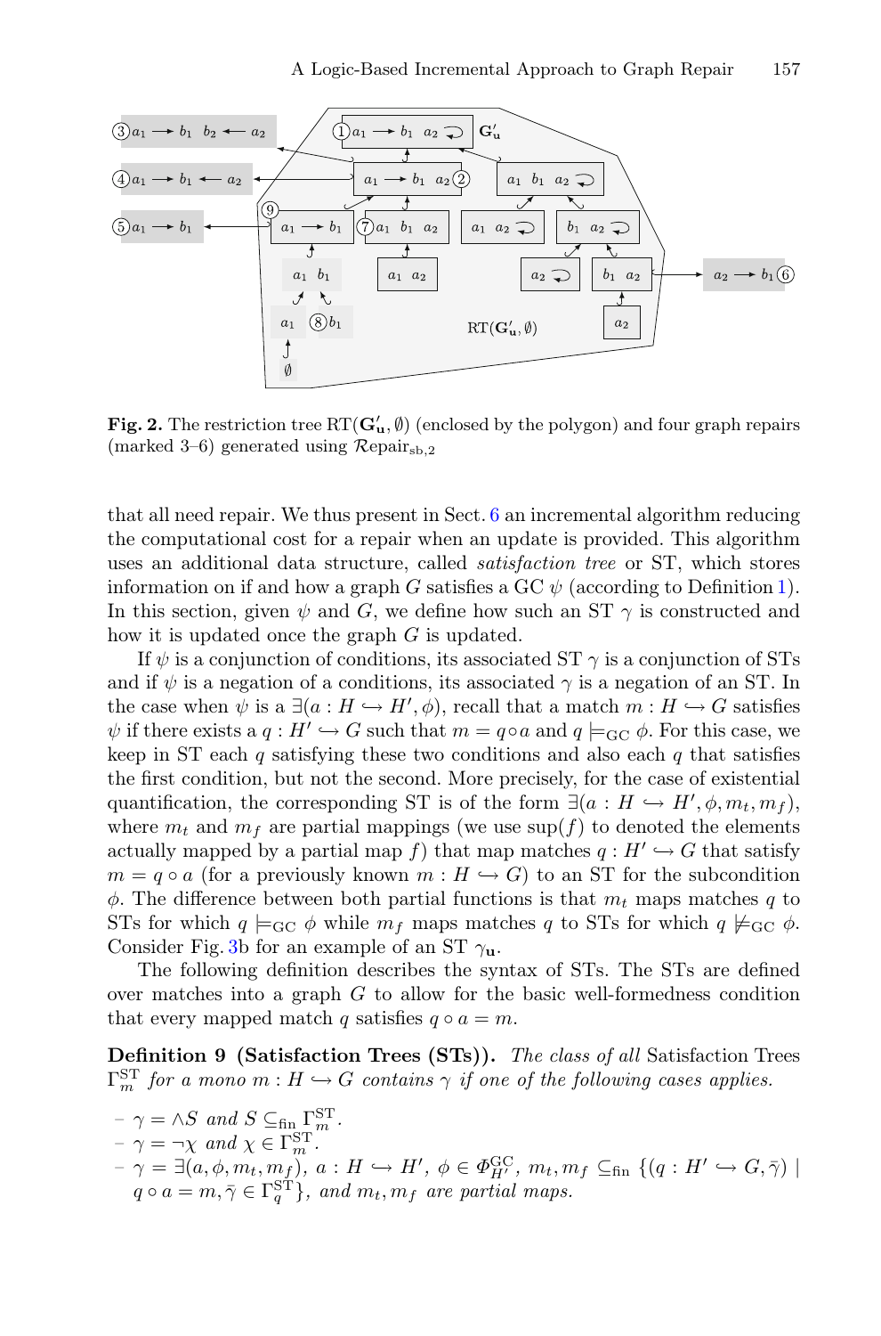**Fig. 2.** The restriction tree $\mathrm{RT}(\mathbf{G'_u}, \emptyset)$ (enclosed by the polygon) and four graph repairs (marked 3–6) generated using $\mathcal{R}\mathrm{epair}_{\mathrm{sb},2}$

that all need repair. We thus present in Sect. 6 an incremental algorithm reducing the computational cost for a repair when an update is provided. This algorithm uses an additional data structure, called *satisfaction tree* or ST, which stores information on if and how a graph $G$ satisfies a GC $\psi$ (according to Definition 1). In this section, given $\psi$ and $G$, we define how such an ST $\gamma$ is constructed and how it is updated once the graph $G$ is updated.

If $\psi$ is a conjunction of conditions, its associated ST $\gamma$ is a conjunction of STs and if $\psi$ is a negation of a conditions, its associated $\gamma$ is a negation of an ST. In the case when $\psi$ is a $\exists(a : H \hookrightarrow H', \phi)$, recall that a match $m : H \hookrightarrow G$ satisfies $\psi$ if there exists a $q : H' \hookrightarrow G$ such that $m = q \circ a$ and $q \models_{\mathrm{GC}} \phi$. For this case, we keep in ST each $q$ satisfying these two conditions and also each $q$ that satisfies the first condition, but not the second. More precisely, for the case of existential quantification, the corresponding ST is of the form $\exists(a : H \hookrightarrow H', \phi, m_t, m_f)$, where $m_t$ and $m_f$ are partial mappings (we use $\sup(f)$ to denoted the elements actually mapped by a partial map $f$) that map matches $q : H' \hookrightarrow G$ that satisfy $m = q \circ a$ (for a previously known $m : H \hookrightarrow G$) to an ST for the subcondition $\phi$. The difference between both partial functions is that $m_t$ maps matches $q$ to STs for which $q \models_{\mathrm{GC}} \phi$ while $m_f$ maps matches $q$ to STs for which $q \not\models_{\mathrm{GC}} \phi$. Consider Fig. 3b for an example of an ST $\gamma_{\mathbf{u}}$.

The following definition describes the syntax of STs. The STs are defined over matches into a graph $G$ to allow for the basic well-formedness condition that every mapped match $q$ satisfies $q \circ a = m$.

**Definition 9 (Satisfaction Trees (STs)).** *The class of all* Satisfaction Trees $\Gamma^{\mathrm{ST}}_m$ *for a mono* $m : H \hookrightarrow G$ *contains* $\gamma$ *if one of the following cases applies.*

- $\gamma = \wedge S$ *and* $S \subseteq_{\mathrm{fin}} \Gamma^{\mathrm{ST}}_m$.
- $\gamma = \neg\chi$ *and* $\chi \in \Gamma^{\mathrm{ST}}_m$.
- $\gamma = \exists(a, \phi, m_t, m_f)$, $a : H \hookrightarrow H'$, $\phi \in \Phi^{\mathrm{GC}}_{H'}$, $m_t, m_f \subseteq_{\mathrm{fin}} \{(q : H' \hookrightarrow G, \bar{\gamma}) \mid q \circ a = m, \bar{\gamma} \in \Gamma^{\mathrm{ST}}_q\}$, *and* $m_t, m_f$ *are partial maps.*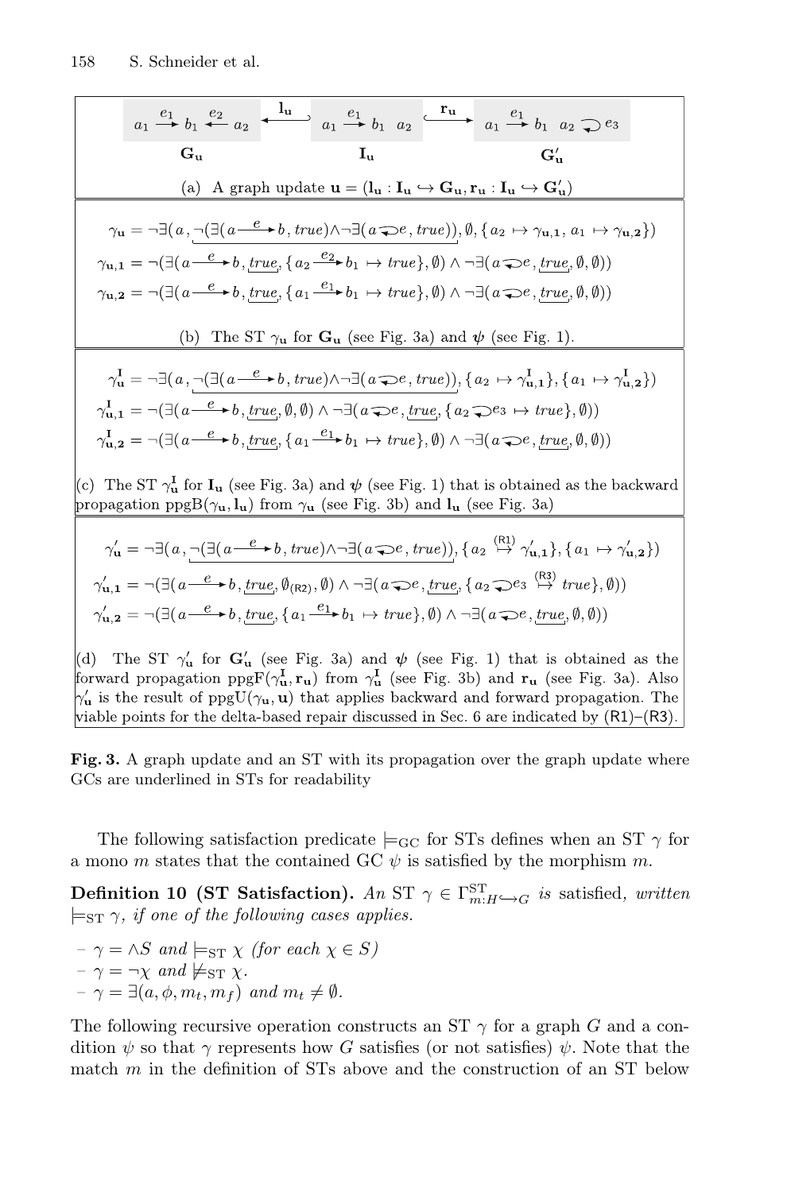$$a_1 \xrightarrow{e_1} b_1 \xleftarrow{e_2} a_2 \quad \xleftarrow{\mathbf{l_u}} \quad a_1 \xrightarrow{e_1} b_1 \;\; a_2 \quad \xrightarrow{\mathbf{r_u}} \quad a_1 \xrightarrow{e_1} b_1 \;\; a_2 \circlearrowleft e_3$$

$\mathbf{G_u}$ $\qquad$ $\mathbf{I_u}$ $\qquad$ $\mathbf{G'_u}$

(a) A graph update $\mathbf{u} = (\mathbf{l_u} : \mathbf{I_u} \hookrightarrow \mathbf{G_u}, \mathbf{r_u} : \mathbf{I_u} \hookrightarrow \mathbf{G'_u})$

$$\gamma_{\mathbf{u}} = \neg\exists(a, \underline{\neg(\exists(a \xrightarrow{e} b, true) \wedge \neg\exists(a \circlearrowleft e, true))}, \emptyset, \{a_2 \mapsto \gamma_{\mathbf{u,1}}, a_1 \mapsto \gamma_{\mathbf{u,2}}\})$$

$$\gamma_{\mathbf{u,1}} = \neg(\exists(a \xrightarrow{e} b, \underline{true}, \{a_2 \xrightarrow{e_2} b_1 \mapsto true\}, \emptyset) \wedge \neg\exists(a \circlearrowleft e, \underline{true}, \emptyset, \emptyset))$$

$$\gamma_{\mathbf{u,2}} = \neg(\exists(a \xrightarrow{e} b, \underline{true}, \{a_1 \xrightarrow{e_1} b_1 \mapsto true\}, \emptyset) \wedge \neg\exists(a \circlearrowleft e, \underline{true}, \emptyset, \emptyset))$$

(b) The ST $\gamma_{\mathbf{u}}$ for $\mathbf{G_u}$ (see Fig. 3a) and $\psi$ (see Fig. 1).

$$\gamma^{\mathbf{I}}_{\mathbf{u}} = \neg\exists(a, \underline{\neg(\exists(a \xrightarrow{e} b, true) \wedge \neg\exists(a \circlearrowleft e, true))}, \{a_2 \mapsto \gamma^{\mathbf{I}}_{\mathbf{u,1}}\}, \{a_1 \mapsto \gamma^{\mathbf{I}}_{\mathbf{u,2}}\})$$

$$\gamma^{\mathbf{I}}_{\mathbf{u,1}} = \neg(\exists(a \xrightarrow{e} b, \underline{true}, \emptyset, \emptyset) \wedge \neg\exists(a \circlearrowleft e, \underline{true}, \{a_2 \circlearrowleft e_3 \mapsto true\}, \emptyset))$$

$$\gamma^{\mathbf{I}}_{\mathbf{u,2}} = \neg(\exists(a \xrightarrow{e} b, \underline{true}, \{a_1 \xrightarrow{e_1} b_1 \mapsto true\}, \emptyset) \wedge \neg\exists(a \circlearrowleft e, \underline{true}, \emptyset, \emptyset))$$

(c) The ST $\gamma^{\mathbf{I}}_{\mathbf{u}}$ for $\mathbf{I_u}$ (see Fig. 3a) and $\psi$ (see Fig. 1) that is obtained as the backward propagation $\text{ppgB}(\gamma_{\mathbf{u}}, \mathbf{l_u})$ from $\gamma_{\mathbf{u}}$ (see Fig. 3b) and $\mathbf{l_u}$ (see Fig. 3a)

$$\gamma'_{\mathbf{u}} = \neg\exists(a, \underline{\neg(\exists(a \xrightarrow{e} b, true) \wedge \neg\exists(a \circlearrowleft e, true))}, \{a_2 \overset{(\mathsf{R1})}{\mapsto} \gamma'_{\mathbf{u,1}}\}, \{a_1 \mapsto \gamma'_{\mathbf{u,2}}\})$$

$$\gamma'_{\mathbf{u,1}} = \neg(\exists(a \xrightarrow{e} b, \underline{true}, \emptyset_{(\mathsf{R2})}, \emptyset) \wedge \neg\exists(a \circlearrowleft e, \underline{true}, \{a_2 \circlearrowleft e_3 \overset{(\mathsf{R3})}{\mapsto} true\}, \emptyset))$$

$$\gamma'_{\mathbf{u,2}} = \neg(\exists(a \xrightarrow{e} b, \underline{true}, \{a_1 \xrightarrow{e_1} b_1 \mapsto true\}, \emptyset) \wedge \neg\exists(a \circlearrowleft e, \underline{true}, \emptyset, \emptyset))$$

(d) The ST $\gamma'_{\mathbf{u}}$ for $\mathbf{G'_u}$ (see Fig. 3a) and $\psi$ (see Fig. 1) that is obtained as the forward propagation $\text{ppgF}(\gamma^{\mathbf{I}}_{\mathbf{u}}, \mathbf{r_u})$ from $\gamma^{\mathbf{I}}_{\mathbf{u}}$ (see Fig. 3b) and $\mathbf{r_u}$ (see Fig. 3a). Also $\gamma'_{\mathbf{u}}$ is the result of $\text{ppgU}(\gamma_{\mathbf{u}}, \mathbf{u})$ that applies backward and forward propagation. The viable points for the delta-based repair discussed in Sec. 6 are indicated by (R1)–(R3).

**Fig. 3.** A graph update and an ST with its propagation over the graph update where GCs are underlined in STs for readability

The following satisfaction predicate $\models_{\text{GC}}$ for STs defines when an ST $\gamma$ for a mono $m$ states that the contained GC $\psi$ is satisfied by the morphism $m$.

**Definition 10 (ST Satisfaction).** *An* ST $\gamma \in \Gamma^{\text{ST}}_{m:H \hookrightarrow G}$ *is* satisfied, *written* $\models_{\text{ST}} \gamma$*, if one of the following cases applies.*

- $\gamma = \wedge S$ *and* $\models_{\text{ST}} \chi$ *(for each* $\chi \in S$*)*
- $\gamma = \neg\chi$ *and* $\not\models_{\text{ST}} \chi$*.*
- $\gamma = \exists(a, \phi, m_t, m_f)$ *and* $m_t \neq \emptyset$*.*

The following recursive operation constructs an ST $\gamma$ for a graph $G$ and a condition $\psi$ so that $\gamma$ represents how $G$ satisfies (or not satisfies) $\psi$. Note that the match $m$ in the definition of STs above and the construction of an ST below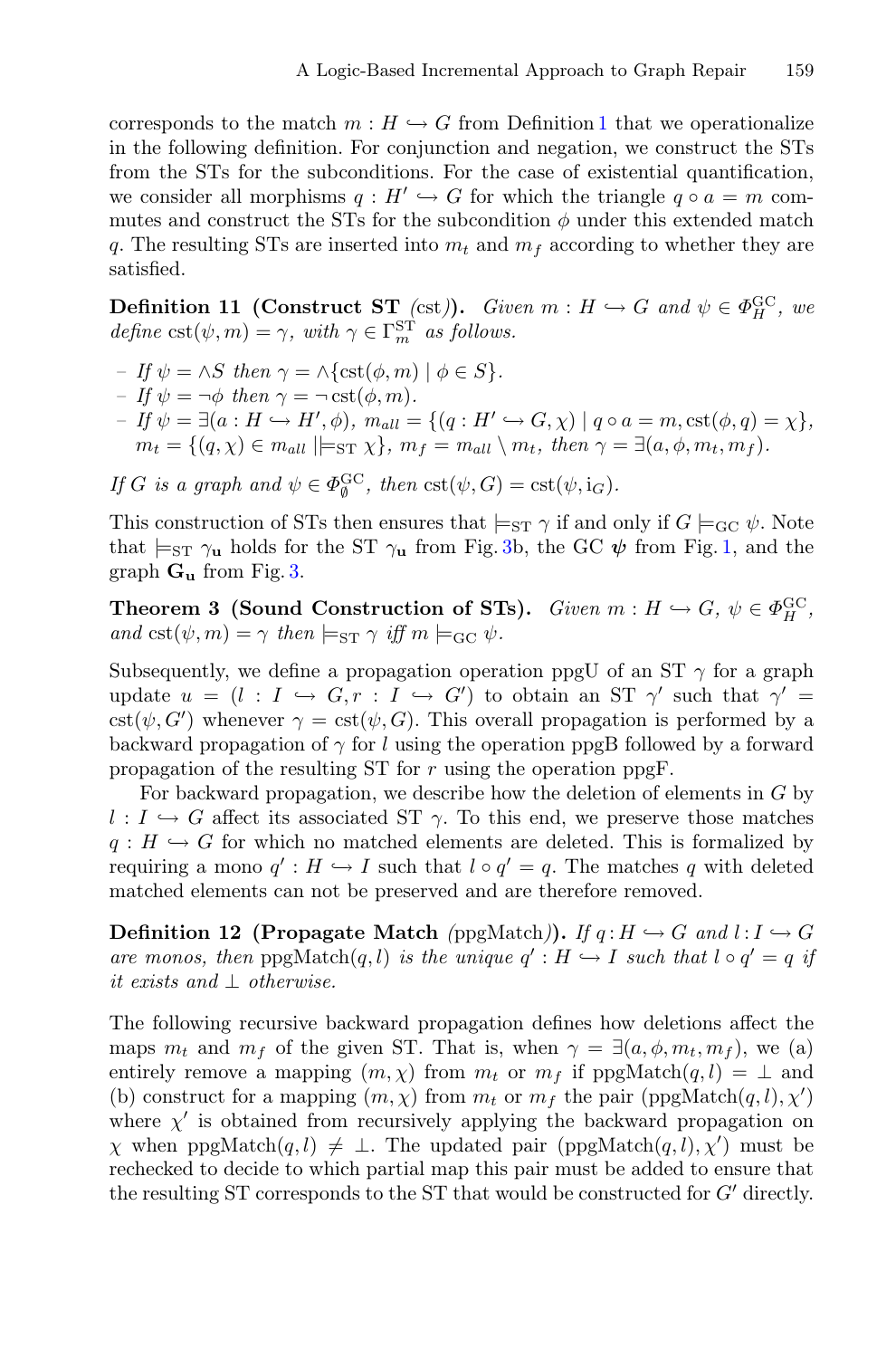corresponds to the match $m : H \hookrightarrow G$ from Definition 1 that we operationalize in the following definition. For conjunction and negation, we construct the STs from the STs for the subconditions. For the case of existential quantification, we consider all morphisms $q : H' \hookrightarrow G$ for which the triangle $q \circ a = m$ commutes and construct the STs for the subcondition $\phi$ under this extended match $q$. The resulting STs are inserted into $m_t$ and $m_f$ according to whether they are satisfied.

**Definition 11 (Construct ST** *(*cst*)***).** *Given $m : H \hookrightarrow G$ and $\psi \in \Phi_H^{\mathrm{GC}}$, we define $\mathrm{cst}(\psi, m) = \gamma$, with $\gamma \in \Gamma_m^{\mathrm{ST}}$ as follows.*

- *If $\psi = \wedge S$ then $\gamma = \wedge\{\mathrm{cst}(\phi, m) \mid \phi \in S\}$.*
- *If $\psi = \neg\phi$ then $\gamma = \neg\,\mathrm{cst}(\phi, m)$.*
- *If $\psi = \exists(a : H \hookrightarrow H', \phi)$, $m_{all} = \{(q : H' \hookrightarrow G, \chi) \mid q \circ a = m, \mathrm{cst}(\phi, q) = \chi\}$, $m_t = \{(q, \chi) \in m_{all} \mid \models_{\mathrm{ST}} \chi\}$, $m_f = m_{all} \setminus m_t$, then $\gamma = \exists(a, \phi, m_t, m_f)$.*

*If $G$ is a graph and $\psi \in \Phi_\emptyset^{\mathrm{GC}}$, then $\mathrm{cst}(\psi, G) = \mathrm{cst}(\psi, \mathrm{i}_G)$.*

This construction of STs then ensures that $\models_{\mathrm{ST}} \gamma$ if and only if $G \models_{\mathrm{GC}} \psi$. Note that $\models_{\mathrm{ST}} \gamma_{\mathbf{u}}$ holds for the ST $\gamma_{\mathbf{u}}$ from Fig. 3b, the GC $\boldsymbol{\psi}$ from Fig. 1, and the graph $\mathbf{G_u}$ from Fig. 3.

**Theorem 3 (Sound Construction of STs).** *Given $m : H \hookrightarrow G$, $\psi \in \Phi_H^{\mathrm{GC}}$, and $\mathrm{cst}(\psi, m) = \gamma$ then $\models_{\mathrm{ST}} \gamma$ iff $m \models_{\mathrm{GC}} \psi$.*

Subsequently, we define a propagation operation ppgU of an ST $\gamma$ for a graph update $u = (l : I \hookrightarrow G, r : I \hookrightarrow G')$ to obtain an ST $\gamma'$ such that $\gamma' = \mathrm{cst}(\psi, G')$ whenever $\gamma = \mathrm{cst}(\psi, G)$. This overall propagation is performed by a backward propagation of $\gamma$ for $l$ using the operation ppgB followed by a forward propagation of the resulting ST for $r$ using the operation ppgF.

For backward propagation, we describe how the deletion of elements in $G$ by $l : I \hookrightarrow G$ affect its associated ST $\gamma$. To this end, we preserve those matches $q : H \hookrightarrow G$ for which no matched elements are deleted. This is formalized by requiring a mono $q' : H \hookrightarrow I$ such that $l \circ q' = q$. The matches $q$ with deleted matched elements can not be preserved and are therefore removed.

**Definition 12 (Propagate Match** *(*ppgMatch*)***).** *If $q : H \hookrightarrow G$ and $l : I \hookrightarrow G$ are monos, then $\mathrm{ppgMatch}(q, l)$ is the unique $q' : H \hookrightarrow I$ such that $l \circ q' = q$ if it exists and $\perp$ otherwise.*

The following recursive backward propagation defines how deletions affect the maps $m_t$ and $m_f$ of the given ST. That is, when $\gamma = \exists(a, \phi, m_t, m_f)$, we (a) entirely remove a mapping $(m, \chi)$ from $m_t$ or $m_f$ if $\mathrm{ppgMatch}(q, l) = \perp$ and (b) construct for a mapping $(m, \chi)$ from $m_t$ or $m_f$ the pair $(\mathrm{ppgMatch}(q, l), \chi')$ where $\chi'$ is obtained from recursively applying the backward propagation on $\chi$ when $\mathrm{ppgMatch}(q, l) \neq \perp$. The updated pair $(\mathrm{ppgMatch}(q, l), \chi')$ must be rechecked to decide to which partial map this pair must be added to ensure that the resulting ST corresponds to the ST that would be constructed for $G'$ directly.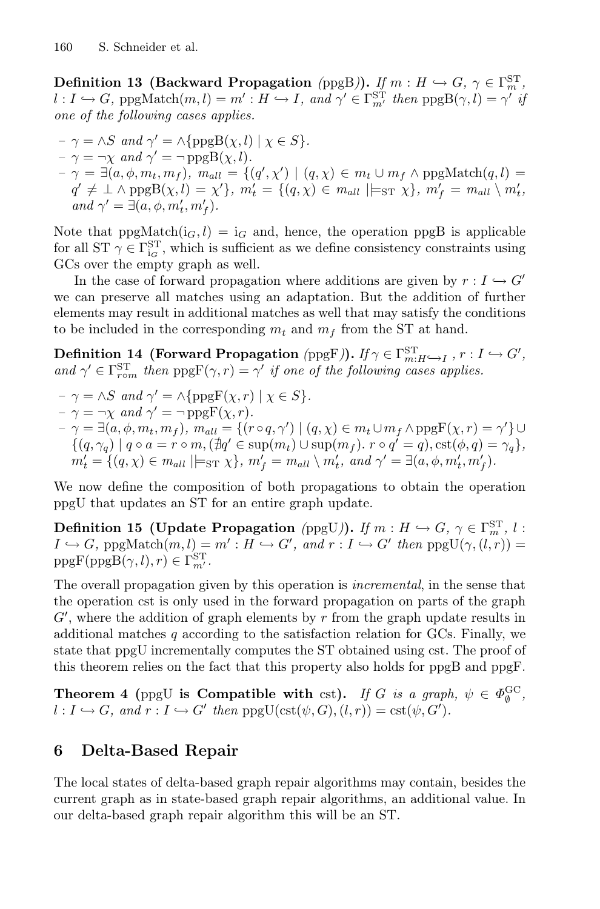**Definition 13 (Backward Propagation** (ppgB)**).** *If $m : H \hookrightarrow G$, $\gamma \in \Gamma^{\mathrm{ST}}_m$, $l : I \hookrightarrow G$, $\mathrm{ppgMatch}(m, l) = m' : H \hookrightarrow I$, and $\gamma' \in \Gamma^{\mathrm{ST}}_{m'}$ then $\mathrm{ppgB}(\gamma, l) = \gamma'$ if one of the following cases applies.*

- $\gamma = \wedge S$ *and* $\gamma' = \wedge\{\mathrm{ppgB}(\chi, l) \mid \chi \in S\}$.
- $\gamma = \neg\chi$ *and* $\gamma' = \neg\, \mathrm{ppgB}(\chi, l)$.
- $\gamma = \exists(a, \phi, m_t, m_f)$, $m_{all} = \{(q', \chi') \mid (q, \chi) \in m_t \cup m_f \wedge \mathrm{ppgMatch}(q, l) = q' \neq \bot \wedge \mathrm{ppgB}(\chi, l) = \chi'\}$, $m'_t = \{(q, \chi) \in m_{all} \mid \models_{\mathrm{ST}} \chi\}$, $m'_f = m_{all} \setminus m'_t$, *and* $\gamma' = \exists(a, \phi, m'_t, m'_f)$.

Note that $\mathrm{ppgMatch}(\mathrm{i}_G, l) = \mathrm{i}_G$ and, hence, the operation ppgB is applicable for all ST $\gamma \in \Gamma^{\mathrm{ST}}_{\mathrm{i}_G}$, which is sufficient as we define consistency constraints using GCs over the empty graph as well.

In the case of forward propagation where additions are given by $r : I \hookrightarrow G'$ we can preserve all matches using an adaptation. But the addition of further elements may result in additional matches as well that may satisfy the conditions to be included in the corresponding $m_t$ and $m_f$ from the ST at hand.

**Definition 14 (Forward Propagation** (ppgF)**).** *If $\gamma \in \Gamma^{\mathrm{ST}}_{m:H \hookrightarrow I}$, $r : I \hookrightarrow G'$, and $\gamma' \in \Gamma^{\mathrm{ST}}_{r \circ m}$ then $\mathrm{ppgF}(\gamma, r) = \gamma'$ if one of the following cases applies.*

- $\gamma = \wedge S$ *and* $\gamma' = \wedge\{\mathrm{ppgF}(\chi, r) \mid \chi \in S\}$.
- $\gamma = \neg\chi$ *and* $\gamma' = \neg\, \mathrm{ppgF}(\chi, r)$.
- $\gamma = \exists(a, \phi, m_t, m_f)$, $m_{all} = \{(r \circ q, \gamma') \mid (q, \chi) \in m_t \cup m_f \wedge \mathrm{ppgF}(\chi, r) = \gamma'\} \cup \{(q, \gamma_q) \mid q \circ a = r \circ m, (\nexists q' \in \mathrm{sup}(m_t) \cup \mathrm{sup}(m_f).\ r \circ q' = q), \mathrm{cst}(\phi, q) = \gamma_q\}$, $m'_t = \{(q, \chi) \in m_{all} \mid \models_{\mathrm{ST}} \chi\}$, $m'_f = m_{all} \setminus m'_t$, *and* $\gamma' = \exists(a, \phi, m'_t, m'_f)$.

We now define the composition of both propagations to obtain the operation ppgU that updates an ST for an entire graph update.

**Definition 15 (Update Propagation** (ppgU)**).** *If $m : H \hookrightarrow G$, $\gamma \in \Gamma^{\mathrm{ST}}_m$, $l : I \hookrightarrow G$, $\mathrm{ppgMatch}(m, l) = m' : H \hookrightarrow G'$, and $r : I \hookrightarrow G'$ then $\mathrm{ppgU}(\gamma, (l, r)) = \mathrm{ppgF}(\mathrm{ppgB}(\gamma, l), r) \in \Gamma^{\mathrm{ST}}_{m'}$.*

The overall propagation given by this operation is *incremental*, in the sense that the operation cst is only used in the forward propagation on parts of the graph $G'$, where the addition of graph elements by $r$ from the graph update results in additional matches $q$ according to the satisfaction relation for GCs. Finally, we state that ppgU incrementally computes the ST obtained using cst. The proof of this theorem relies on the fact that this property also holds for ppgB and ppgF.

**Theorem 4 (**ppgU **is Compatible with** cst**).** *If $G$ is a graph, $\psi \in \Phi^{\mathrm{GC}}_{\emptyset}$, $l : I \hookrightarrow G$, and $r : I \hookrightarrow G'$ then $\mathrm{ppgU}(\mathrm{cst}(\psi, G), (l, r)) = \mathrm{cst}(\psi, G')$.*

## 6 Delta-Based Repair

The local states of delta-based graph repair algorithms may contain, besides the current graph as in state-based graph repair algorithms, an additional value. In our delta-based graph repair algorithm this will be an ST.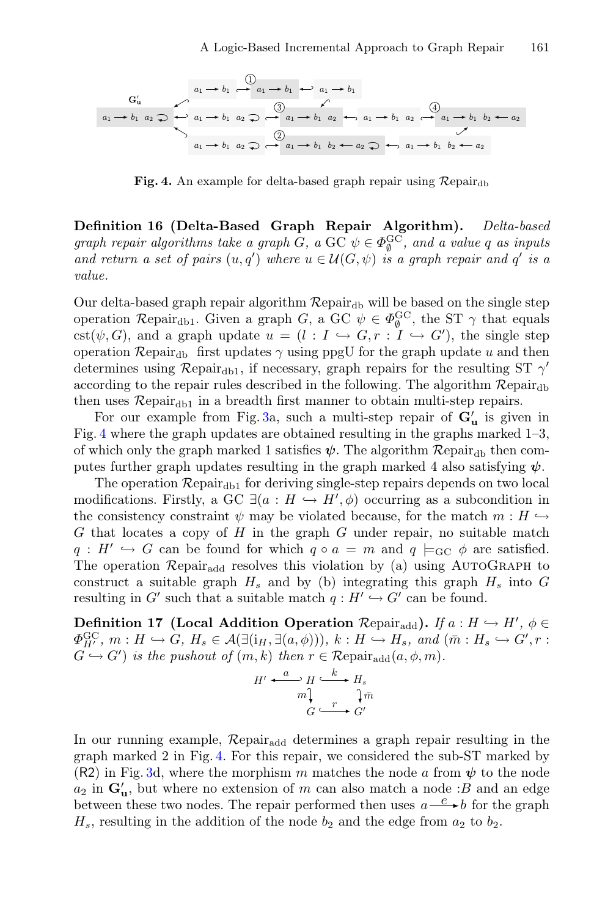**Fig. 4.** An example for delta-based graph repair using $\mathcal{R}\mathrm{epair}_{\mathrm{db}}$

**Definition 16 (Delta-Based Graph Repair Algorithm).** *Delta-based graph repair algorithms take a graph $G$, a GC $\psi \in \Phi_{\emptyset}^{\mathrm{GC}}$, and a value $q$ as inputs and return a set of pairs $(u, q')$ where $u \in \mathcal{U}(G, \psi)$ is a graph repair and $q'$ is a value.*

Our delta-based graph repair algorithm $\mathcal{R}\mathrm{epair}_{\mathrm{db}}$ will be based on the single step operation $\mathcal{R}\mathrm{epair}_{\mathrm{db1}}$. Given a graph $G$, a GC $\psi \in \Phi_{\emptyset}^{\mathrm{GC}}$, the ST $\gamma$ that equals $\mathrm{cst}(\psi, G)$, and a graph update $u = (l : I \hookrightarrow G, r : I \hookrightarrow G')$, the single step operation $\mathcal{R}\mathrm{epair}_{\mathrm{db}}$ first updates $\gamma$ using ppgU for the graph update $u$ and then determines using $\mathcal{R}\mathrm{epair}_{\mathrm{db1}}$, if necessary, graph repairs for the resulting ST $\gamma'$ according to the repair rules described in the following. The algorithm $\mathcal{R}\mathrm{epair}_{\mathrm{db}}$ then uses $\mathcal{R}\mathrm{epair}_{\mathrm{db1}}$ in a breadth first manner to obtain multi-step repairs.

For our example from Fig. 3a, such a multi-step repair of $\mathbf{G'_u}$ is given in Fig. 4 where the graph updates are obtained resulting in the graphs marked 1–3, of which only the graph marked 1 satisfies $\boldsymbol{\psi}$. The algorithm $\mathcal{R}\mathrm{epair}_{\mathrm{db}}$ then computes further graph updates resulting in the graph marked 4 also satisfying $\boldsymbol{\psi}$.

The operation $\mathcal{R}\mathrm{epair}_{\mathrm{db1}}$ for deriving single-step repairs depends on two local modifications. Firstly, a GC $\exists(a : H \hookrightarrow H', \phi)$ occurring as a subcondition in the consistency constraint $\psi$ may be violated because, for the match $m : H \hookrightarrow G$ that locates a copy of $H$ in the graph $G$ under repair, no suitable match $q : H' \hookrightarrow G$ can be found for which $q \circ a = m$ and $q \models_{\mathrm{GC}} \phi$ are satisfied. The operation $\mathcal{R}\mathrm{epair}_{\mathrm{add}}$ resolves this violation by (a) using AutoGraph to construct a suitable graph $H_s$ and by (b) integrating this graph $H_s$ into $G$ resulting in $G'$ such that a suitable match $q : H' \hookrightarrow G'$ can be found.

**Definition 17 (Local Addition Operation $\mathcal{R}\mathrm{epair}_{\mathrm{add}}$).** *If $a : H \hookrightarrow H'$, $\phi \in \Phi_{H'}^{\mathrm{GC}}$, $m : H \hookrightarrow G$, $H_s \in \mathcal{A}(\exists(\mathrm{i}_H, \exists(a, \phi)))$, $k : H \hookrightarrow H_s$, and $(\bar{m} : H_s \hookrightarrow G', r : G \hookrightarrow G')$ is the pushout of $(m, k)$ then $r \in \mathcal{R}\mathrm{epair}_{\mathrm{add}}(a, \phi, m)$.*

$$
\begin{array}{ccccc}
H' & \xleftarrow{a} & H & \xrightarrow{k} & H_s \\
 & & \downarrow m & & \downarrow \bar{m} \\
 & & G & \xrightarrow{r} & G'
\end{array}
$$

In our running example, $\mathcal{R}\mathrm{epair}_{\mathrm{add}}$ determines a graph repair resulting in the graph marked 2 in Fig. 4. For this repair, we considered the sub-ST marked by (R2) in Fig. 3d, where the morphism $m$ matches the node $a$ from $\boldsymbol{\psi}$ to the node $a_2$ in $\mathbf{G'_u}$, but where no extension of $m$ can also match a node $:B$ and an edge between these two nodes. The repair performed then uses $a \xrightarrow{e} b$ for the graph $H_s$, resulting in the addition of the node $b_2$ and the edge from $a_2$ to $b_2$.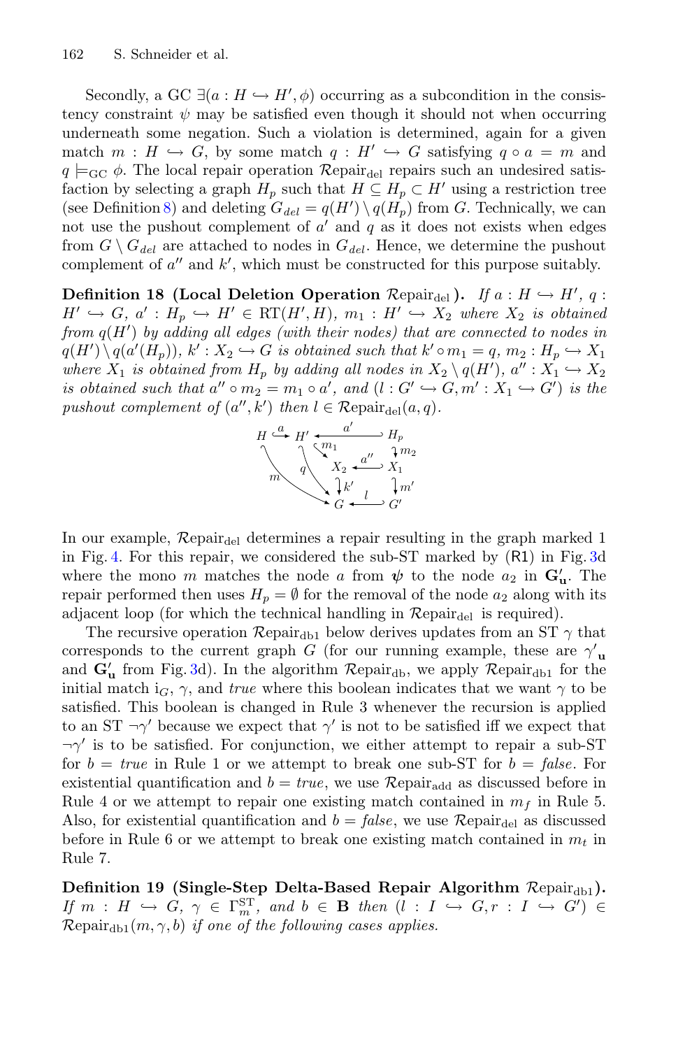Secondly, a GC $\exists(a : H \hookrightarrow H', \phi)$ occurring as a subcondition in the consistency constraint $\psi$ may be satisfied even though it should not when occurring underneath some negation. Such a violation is determined, again for a given match $m : H \hookrightarrow G$, by some match $q : H' \hookrightarrow G$ satisfying $q \circ a = m$ and $q \models_{\text{GC}} \phi$. The local repair operation $\mathcal{R}\text{epair}_{\text{del}}$ repairs such an undesired satisfaction by selecting a graph $H_p$ such that $H \subseteq H_p \subset H'$ using a restriction tree (see Definition 8) and deleting $G_{del} = q(H') \setminus q(H_p)$ from $G$. Technically, we can not use the pushout complement of $a'$ and $q$ as it does not exists when edges from $G \setminus G_{del}$ are attached to nodes in $G_{del}$. Hence, we determine the pushout complement of $a''$ and $k'$, which must be constructed for this purpose suitably.

**Definition 18 (Local Deletion Operation $\mathcal{R}\text{epair}_{\text{del}}$).** *If $a : H \hookrightarrow H'$, $q : H' \hookrightarrow G$, $a' : H_p \hookrightarrow H' \in \text{RT}(H', H)$, $m_1 : H' \hookrightarrow X_2$ where $X_2$ is obtained from $q(H')$ by adding all edges (with their nodes) that are connected to nodes in $q(H') \setminus q(a'(H_p))$, $k' : X_2 \hookrightarrow G$ is obtained such that $k' \circ m_1 = q$, $m_2 : H_p \hookrightarrow X_1$ where $X_1$ is obtained from $H_p$ by adding all nodes in $X_2 \setminus q(H')$, $a'' : X_1 \hookrightarrow X_2$ is obtained such that $a'' \circ m_2 = m_1 \circ a'$, and $(l : G' \hookrightarrow G, m' : X_1 \hookrightarrow G')$ is the pushout complement of $(a'', k')$ then $l \in \mathcal{R}\text{epair}_{\text{del}}(a, q)$.*

$$
\begin{array}{ccccc}
H & \xhookrightarrow{a} & H' & \xhookleftarrow{a'} & H_p \\
 & & \downarrow m_1 & & \downarrow m_2 \\
 & & X_2 & \xhookleftarrow{a''} & X_1 \\
 & & \downarrow k' & & \downarrow m' \\
 & & G & \xhookleftarrow{l} & G'
\end{array}
\qquad (m : H \hookrightarrow G,\; q : H' \hookrightarrow G)
$$

In our example, $\mathcal{R}\text{epair}_{\text{del}}$ determines a repair resulting in the graph marked 1 in Fig. 4. For this repair, we considered the sub-ST marked by (R1) in Fig. 3d where the mono $m$ matches the node $a$ from $\boldsymbol{\psi}$ to the node $a_2$ in $\mathbf{G'_u}$. The repair performed then uses $H_p = \emptyset$ for the removal of the node $a_2$ along with its adjacent loop (for which the technical handling in $\mathcal{R}\text{epair}_{\text{del}}$ is required).

The recursive operation $\mathcal{R}\text{epair}_{\text{db1}}$ below derives updates from an ST $\gamma$ that corresponds to the current graph $G$ (for our running example, these are $\gamma'_{\mathbf{u}}$ and $\mathbf{G'_u}$ from Fig. 3d). In the algorithm $\mathcal{R}\text{epair}_{\text{db}}$, we apply $\mathcal{R}\text{epair}_{\text{db1}}$ for the initial match $\text{i}_G$, $\gamma$, and *true* where this boolean indicates that we want $\gamma$ to be satisfied. This boolean is changed in Rule 3 whenever the recursion is applied to an ST $\neg\gamma'$ because we expect that $\gamma'$ is not to be satisfied iff we expect that $\neg\gamma'$ is to be satisfied. For conjunction, we either attempt to repair a sub-ST for $b = \mathit{true}$ in Rule 1 or we attempt to break one sub-ST for $b = \mathit{false}$. For existential quantification and $b = \mathit{true}$, we use $\mathcal{R}\text{epair}_{\text{add}}$ as discussed before in Rule 4 or we attempt to repair one existing match contained in $m_f$ in Rule 5. Also, for existential quantification and $b = \mathit{false}$, we use $\mathcal{R}\text{epair}_{\text{del}}$ as discussed before in Rule 6 or we attempt to break one existing match contained in $m_t$ in Rule 7.

**Definition 19 (Single-Step Delta-Based Repair Algorithm $\mathcal{R}\text{epair}_{\text{db1}}$).** *If $m : H \hookrightarrow G$, $\gamma \in \Gamma^{\text{ST}}_m$, and $b \in \mathbf{B}$ then $(l : I \hookrightarrow G, r : I \hookrightarrow G') \in \mathcal{R}\text{epair}_{\text{db1}}(m, \gamma, b)$ if one of the following cases applies.*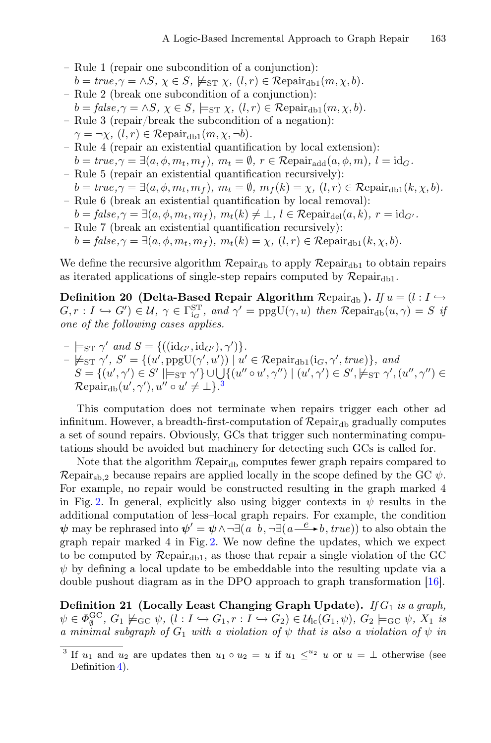- Rule 1 (repair one subcondition of a conjunction):
  $b = \mathit{true}, \gamma = \wedge S,\ \chi \in S,\ \not\models_{\mathrm{ST}} \chi,\ (l, r) \in \mathcal{R}\mathrm{epair}_{\mathrm{db1}}(m, \chi, b)$.
- Rule 2 (break one subcondition of a conjunction):
  $b = \mathit{false}, \gamma = \wedge S,\ \chi \in S,\ \models_{\mathrm{ST}} \chi,\ (l, r) \in \mathcal{R}\mathrm{epair}_{\mathrm{db1}}(m, \chi, b)$.
- Rule 3 (repair/break the subcondition of a negation):
  $\gamma = \neg\chi,\ (l, r) \in \mathcal{R}\mathrm{epair}_{\mathrm{db1}}(m, \chi, \neg b)$.
- Rule 4 (repair an existential quantification by local extension):
  $b = \mathit{true}, \gamma = \exists(a, \phi, m_t, m_f),\ m_t = \emptyset,\ r \in \mathcal{R}\mathrm{epair}_{\mathrm{add}}(a, \phi, m),\ l = \mathrm{id}_G$.
- Rule 5 (repair an existential quantification recursively):
  $b = \mathit{true}, \gamma = \exists(a, \phi, m_t, m_f),\ m_t = \emptyset,\ m_f(k) = \chi,\ (l, r) \in \mathcal{R}\mathrm{epair}_{\mathrm{db1}}(k, \chi, b)$.
- Rule 6 (break an existential quantification by local removal):
  $b = \mathit{false}, \gamma = \exists(a, \phi, m_t, m_f),\ m_t(k) \neq \bot,\ l \in \mathcal{R}\mathrm{epair}_{\mathrm{del}}(a, k),\ r = \mathrm{id}_{G'}$.
- Rule 7 (break an existential quantification recursively):
  $b = \mathit{false}, \gamma = \exists(a, \phi, m_t, m_f),\ m_t(k) = \chi,\ (l, r) \in \mathcal{R}\mathrm{epair}_{\mathrm{db1}}(k, \chi, b)$.

We define the recursive algorithm $\mathcal{R}\mathrm{epair}_{\mathrm{db}}$ to apply $\mathcal{R}\mathrm{epair}_{\mathrm{db1}}$ to obtain repairs as iterated applications of single-step repairs computed by $\mathcal{R}\mathrm{epair}_{\mathrm{db1}}$.

**Definition 20 (Delta-Based Repair Algorithm $\mathcal{R}\mathrm{epair}_{\mathrm{db}}$).** *If $u = (l : I \hookrightarrow G, r : I \hookrightarrow G') \in \mathcal{U}$, $\gamma \in \Gamma^{\mathrm{ST}}_{\mathrm{i}_G}$, and $\gamma' = \mathrm{ppgU}(\gamma, u)$ then $\mathcal{R}\mathrm{epair}_{\mathrm{db}}(u, \gamma) = S$ if one of the following cases applies.*

- $\models_{\mathrm{ST}} \gamma'$ *and* $S = \{((\mathrm{id}_{G'}, \mathrm{id}_{G'}), \gamma')\}$.
- $\not\models_{\mathrm{ST}} \gamma'$, $S' = \{(u', \mathrm{ppgU}(\gamma', u')) \mid u' \in \mathcal{R}\mathrm{epair}_{\mathrm{db1}}(\mathrm{i}_G, \gamma', \mathit{true})\}$, *and* $S = \{(u', \gamma') \in S' \mid \models_{\mathrm{ST}} \gamma'\} \cup \bigcup\{(u'' \circ u', \gamma'') \mid (u', \gamma') \in S', \not\models_{\mathrm{ST}} \gamma', (u'', \gamma'') \in \mathcal{R}\mathrm{epair}_{\mathrm{db}}(u', \gamma'), u'' \circ u' \neq \bot\}$.[3]

This computation does not terminate when repairs trigger each other ad infinitum. However, a breadth-first-computation of $\mathcal{R}\mathrm{epair}_{\mathrm{db}}$ gradually computes a set of sound repairs. Obviously, GCs that trigger such nonterminating computations should be avoided but machinery for detecting such GCs is called for.

Note that the algorithm $\mathcal{R}\mathrm{epair}_{\mathrm{db}}$ computes fewer graph repairs compared to $\mathcal{R}\mathrm{epair}_{\mathrm{sb},2}$ because repairs are applied locally in the scope defined by the GC $\psi$. For example, no repair would be constructed resulting in the graph marked 4 in Fig. 2. In general, explicitly also using bigger contexts in $\psi$ results in the additional computation of less–local graph repairs. For example, the condition $\boldsymbol{\psi}$ may be rephrased into $\boldsymbol{\psi}' = \boldsymbol{\psi} \wedge \neg\exists(a\ \ b, \neg\exists(a \xrightarrow{e} b, \mathit{true}))$ to also obtain the graph repair marked 4 in Fig. 2. We now define the updates, which we expect to be computed by $\mathcal{R}\mathrm{epair}_{\mathrm{db1}}$, as those that repair a single violation of the GC $\psi$ by defining a local update to be embeddable into the resulting update via a double pushout diagram as in the DPO approach to graph transformation [16].

**Definition 21 (Locally Least Changing Graph Update).** *If $G_1$ is a graph, $\psi \in \Phi^{\mathrm{GC}}_{\emptyset}$, $G_1 \not\models_{\mathrm{GC}} \psi$, $(l : I \hookrightarrow G_1, r : I \hookrightarrow G_2) \in \mathcal{U}_{\mathrm{lc}}(G_1, \psi)$, $G_2 \models_{\mathrm{GC}} \psi$, $X_1$ is a minimal subgraph of $G_1$ with a violation of $\psi$ that is also a violation of $\psi$ in*

[3] If $u_1$ and $u_2$ are updates then $u_1 \circ u_2 = u$ if $u_1 \leq^{u_2} u$ or $u = \bot$ otherwise (see Definition 4).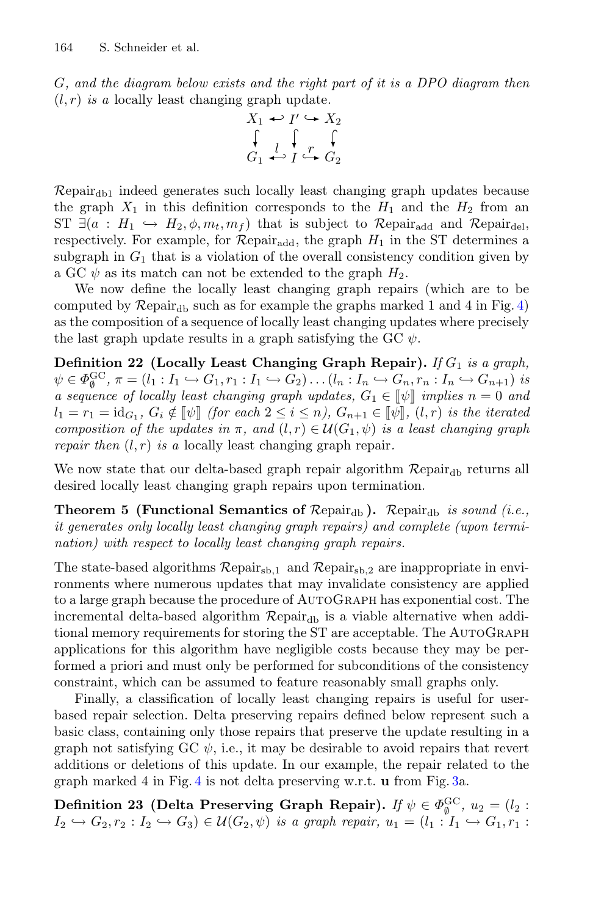*G, and the diagram below exists and the right part of it is a DPO diagram then* $(l, r)$ *is a* locally least changing graph update.

$$\begin{array}{ccccc} X_1 & \hookleftarrow & I' & \hookrightarrow & X_2 \\ \downarrow & & \downarrow & & \downarrow \\ G_1 & \overset{l}{\hookleftarrow} & I & \overset{r}{\hookrightarrow} & G_2 \end{array}$$

$\mathcal{R}\text{epair}_{\text{db1}}$ indeed generates such locally least changing graph updates because the graph $X_1$ in this definition corresponds to the $H_1$ and the $H_2$ from an ST $\exists(a : H_1 \hookrightarrow H_2, \phi, m_t, m_f)$ that is subject to $\mathcal{R}\text{epair}_{\text{add}}$ and $\mathcal{R}\text{epair}_{\text{del}}$, respectively. For example, for $\mathcal{R}\text{epair}_{\text{add}}$, the graph $H_1$ in the ST determines a subgraph in $G_1$ that is a violation of the overall consistency condition given by a GC $\psi$ as its match can not be extended to the graph $H_2$.

We now define the locally least changing graph repairs (which are to be computed by $\mathcal{R}\text{epair}_{\text{db}}$ such as for example the graphs marked 1 and 4 in Fig. 4) as the composition of a sequence of locally least changing updates where precisely the last graph update results in a graph satisfying the GC $\psi$.

**Definition 22 (Locally Least Changing Graph Repair).** *If* $G_1$ *is a graph,* $\psi \in \Phi^{\text{GC}}_{\emptyset}$, $\pi = (l_1 : I_1 \hookrightarrow G_1, r_1 : I_1 \hookrightarrow G_2) \dots (l_n : I_n \hookrightarrow G_n, r_n : I_n \hookrightarrow G_{n+1})$ *is a sequence of locally least changing graph updates,* $G_1 \in [\![\psi]\!]$ *implies* $n = 0$ *and* $l_1 = r_1 = \text{id}_{G_1}$, $G_i \notin [\![\psi]\!]$ *(for each* $2 \leq i \leq n$*),* $G_{n+1} \in [\![\psi]\!]$, $(l, r)$ *is the iterated composition of the updates in* $\pi$, *and* $(l, r) \in \mathcal{U}(G_1, \psi)$ *is a least changing graph repair then* $(l, r)$ *is a* locally least changing graph repair.

We now state that our delta-based graph repair algorithm $\mathcal{R}\text{epair}_{\text{db}}$ returns all desired locally least changing graph repairs upon termination.

**Theorem 5 (Functional Semantics of $\mathcal{R}\text{epair}_{\text{db}}$).** $\mathcal{R}\text{epair}_{\text{db}}$ *is sound (i.e., it generates only locally least changing graph repairs) and complete (upon termination) with respect to locally least changing graph repairs.*

The state-based algorithms $\mathcal{R}\text{epair}_{\text{sb},1}$ and $\mathcal{R}\text{epair}_{\text{sb},2}$ are inappropriate in environments where numerous updates that may invalidate consistency are applied to a large graph because the procedure of AutoGraph has exponential cost. The incremental delta-based algorithm $\mathcal{R}\text{epair}_{\text{db}}$ is a viable alternative when additional memory requirements for storing the ST are acceptable. The AutoGraph applications for this algorithm have negligible costs because they may be performed a priori and must only be performed for subconditions of the consistency constraint, which can be assumed to feature reasonably small graphs only.

Finally, a classification of locally least changing repairs is useful for user-based repair selection. Delta preserving repairs defined below represent such a basic class, containing only those repairs that preserve the update resulting in a graph not satisfying GC $\psi$, i.e., it may be desirable to avoid repairs that revert additions or deletions of this update. In our example, the repair related to the graph marked 4 in Fig. 4 is not delta preserving w.r.t. **u** from Fig. 3a.

**Definition 23 (Delta Preserving Graph Repair).** *If* $\psi \in \Phi^{\text{GC}}_{\emptyset}$, $u_2 = (l_2 : I_2 \hookrightarrow G_2, r_2 : I_2 \hookrightarrow G_3) \in \mathcal{U}(G_2, \psi)$ *is a graph repair,* $u_1 = (l_1 : I_1 \hookrightarrow G_1, r_1 :$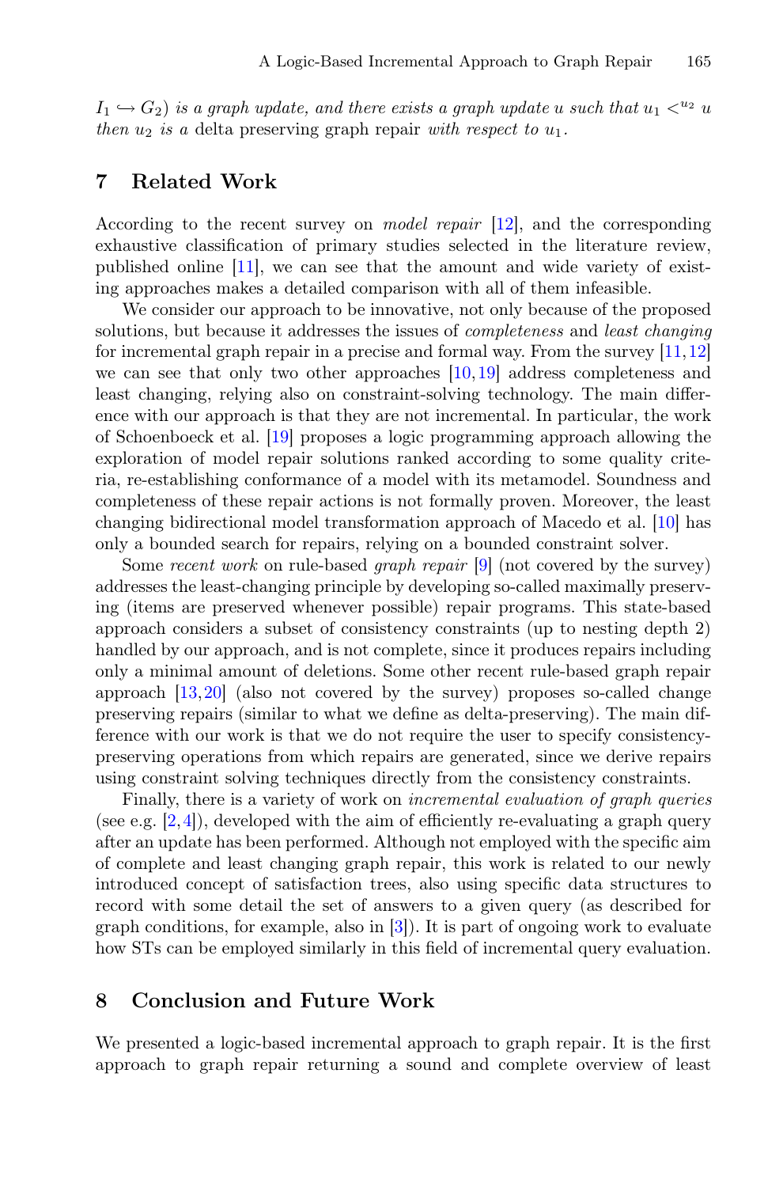$I_1 \hookrightarrow G_2$) *is a graph update, and there exists a graph update* $u$ *such that* $u_1 <^{u_2} u$ *then* $u_2$ *is a* delta preserving graph repair *with respect to* $u_1$.

## 7 Related Work

According to the recent survey on *model repair* [12], and the corresponding exhaustive classification of primary studies selected in the literature review, published online [11], we can see that the amount and wide variety of existing approaches makes a detailed comparison with all of them infeasible.

We consider our approach to be innovative, not only because of the proposed solutions, but because it addresses the issues of *completeness* and *least changing* for incremental graph repair in a precise and formal way. From the survey [11,12] we can see that only two other approaches [10,19] address completeness and least changing, relying also on constraint-solving technology. The main difference with our approach is that they are not incremental. In particular, the work of Schoenboeck et al. [19] proposes a logic programming approach allowing the exploration of model repair solutions ranked according to some quality criteria, re-establishing conformance of a model with its metamodel. Soundness and completeness of these repair actions is not formally proven. Moreover, the least changing bidirectional model transformation approach of Macedo et al. [10] has only a bounded search for repairs, relying on a bounded constraint solver.

Some *recent work* on rule-based *graph repair* [9] (not covered by the survey) addresses the least-changing principle by developing so-called maximally preserving (items are preserved whenever possible) repair programs. This state-based approach considers a subset of consistency constraints (up to nesting depth 2) handled by our approach, and is not complete, since it produces repairs including only a minimal amount of deletions. Some other recent rule-based graph repair approach [13,20] (also not covered by the survey) proposes so-called change preserving repairs (similar to what we define as delta-preserving). The main difference with our work is that we do not require the user to specify consistency-preserving operations from which repairs are generated, since we derive repairs using constraint solving techniques directly from the consistency constraints.

Finally, there is a variety of work on *incremental evaluation of graph queries* (see e.g. [2,4]), developed with the aim of efficiently re-evaluating a graph query after an update has been performed. Although not employed with the specific aim of complete and least changing graph repair, this work is related to our newly introduced concept of satisfaction trees, also using specific data structures to record with some detail the set of answers to a given query (as described for graph conditions, for example, also in [3]). It is part of ongoing work to evaluate how STs can be employed similarly in this field of incremental query evaluation.

## 8 Conclusion and Future Work

We presented a logic-based incremental approach to graph repair. It is the first approach to graph repair returning a sound and complete overview of least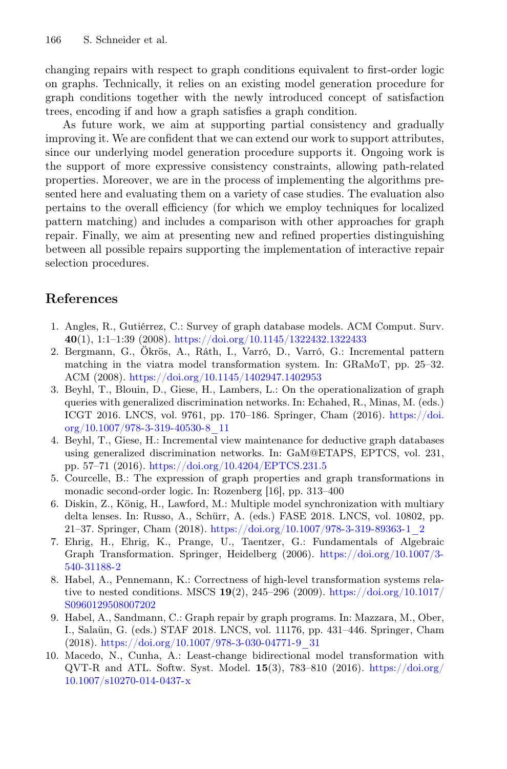changing repairs with respect to graph conditions equivalent to first-order logic on graphs. Technically, it relies on an existing model generation procedure for graph conditions together with the newly introduced concept of satisfaction trees, encoding if and how a graph satisfies a graph condition.

As future work, we aim at supporting partial consistency and gradually improving it. We are confident that we can extend our work to support attributes, since our underlying model generation procedure supports it. Ongoing work is the support of more expressive consistency constraints, allowing path-related properties. Moreover, we are in the process of implementing the algorithms presented here and evaluating them on a variety of case studies. The evaluation also pertains to the overall efficiency (for which we employ techniques for localized pattern matching) and includes a comparison with other approaches for graph repair. Finally, we aim at presenting new and refined properties distinguishing between all possible repairs supporting the implementation of interactive repair selection procedures.

## References

1. Angles, R., Gutiérrez, C.: Survey of graph database models. ACM Comput. Surv. **40**(1), 1:1–1:39 (2008). https://doi.org/10.1145/1322432.1322433
2. Bergmann, G., Ökrös, A., Ráth, I., Varró, D., Varró, G.: Incremental pattern matching in the viatra model transformation system. In: GRaMoT, pp. 25–32. ACM (2008). https://doi.org/10.1145/1402947.1402953
3. Beyhl, T., Blouin, D., Giese, H., Lambers, L.: On the operationalization of graph queries with generalized discrimination networks. In: Echahed, R., Minas, M. (eds.) ICGT 2016. LNCS, vol. 9761, pp. 170–186. Springer, Cham (2016). https://doi.org/10.1007/978-3-319-40530-8_11
4. Beyhl, T., Giese, H.: Incremental view maintenance for deductive graph databases using generalized discrimination networks. In: GaM@ETAPS, EPTCS, vol. 231, pp. 57–71 (2016). https://doi.org/10.4204/EPTCS.231.5
5. Courcelle, B.: The expression of graph properties and graph transformations in monadic second-order logic. In: Rozenberg [16], pp. 313–400
6. Diskin, Z., König, H., Lawford, M.: Multiple model synchronization with multiary delta lenses. In: Russo, A., Schürr, A. (eds.) FASE 2018. LNCS, vol. 10802, pp. 21–37. Springer, Cham (2018). https://doi.org/10.1007/978-3-319-89363-1_2
7. Ehrig, H., Ehrig, K., Prange, U., Taentzer, G.: Fundamentals of Algebraic Graph Transformation. Springer, Heidelberg (2006). https://doi.org/10.1007/3-540-31188-2
8. Habel, A., Pennemann, K.: Correctness of high-level transformation systems relative to nested conditions. MSCS **19**(2), 245–296 (2009). https://doi.org/10.1017/S0960129508007202
9. Habel, A., Sandmann, C.: Graph repair by graph programs. In: Mazzara, M., Ober, I., Salaün, G. (eds.) STAF 2018. LNCS, vol. 11176, pp. 431–446. Springer, Cham (2018). https://doi.org/10.1007/978-3-030-04771-9_31
10. Macedo, N., Cunha, A.: Least-change bidirectional model transformation with QVT-R and ATL. Softw. Syst. Model. **15**(3), 783–810 (2016). https://doi.org/10.1007/s10270-014-0437-x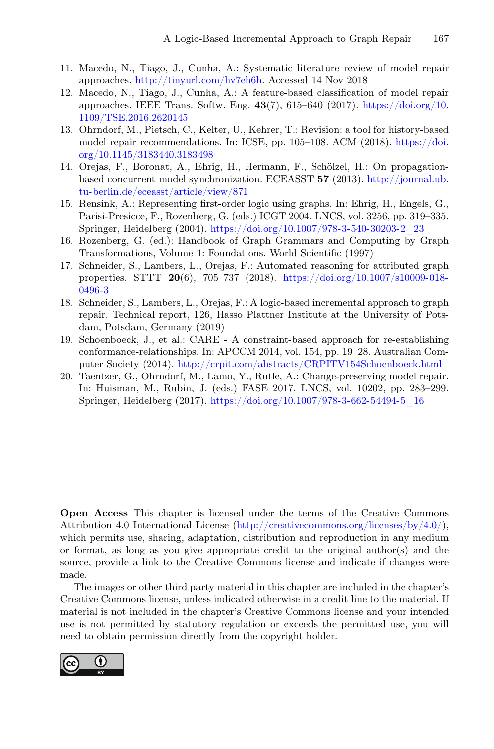11. Macedo, N., Tiago, J., Cunha, A.: Systematic literature review of model repair approaches. http://tinyurl.com/hv7eh6h. Accessed 14 Nov 2018
12. Macedo, N., Tiago, J., Cunha, A.: A feature-based classification of model repair approaches. IEEE Trans. Softw. Eng. **43**(7), 615–640 (2017). https://doi.org/10.1109/TSE.2016.2620145
13. Ohrndorf, M., Pietsch, C., Kelter, U., Kehrer, T.: Revision: a tool for history-based model repair recommendations. In: ICSE, pp. 105–108. ACM (2018). https://doi.org/10.1145/3183440.3183498
14. Orejas, F., Boronat, A., Ehrig, H., Hermann, F., Schölzel, H.: On propagation-based concurrent model synchronization. ECEASST **57** (2013). http://journal.ub.tu-berlin.de/eceasst/article/view/871
15. Rensink, A.: Representing first-order logic using graphs. In: Ehrig, H., Engels, G., Parisi-Presicce, F., Rozenberg, G. (eds.) ICGT 2004. LNCS, vol. 3256, pp. 319–335. Springer, Heidelberg (2004). https://doi.org/10.1007/978-3-540-30203-2_23
16. Rozenberg, G. (ed.): Handbook of Graph Grammars and Computing by Graph Transformations, Volume 1: Foundations. World Scientific (1997)
17. Schneider, S., Lambers, L., Orejas, F.: Automated reasoning for attributed graph properties. STTT **20**(6), 705–737 (2018). https://doi.org/10.1007/s10009-018-0496-3
18. Schneider, S., Lambers, L., Orejas, F.: A logic-based incremental approach to graph repair. Technical report, 126, Hasso Plattner Institute at the University of Potsdam, Potsdam, Germany (2019)
19. Schoenboeck, J., et al.: CARE - A constraint-based approach for re-establishing conformance-relationships. In: APCCM 2014, vol. 154, pp. 19–28. Australian Computer Society (2014). http://crpit.com/abstracts/CRPITV154Schoenboeck.html
20. Taentzer, G., Ohrndorf, M., Lamo, Y., Rutle, A.: Change-preserving model repair. In: Huisman, M., Rubin, J. (eds.) FASE 2017. LNCS, vol. 10202, pp. 283–299. Springer, Heidelberg (2017). https://doi.org/10.1007/978-3-662-54494-5_16

**Open Access** This chapter is licensed under the terms of the Creative Commons Attribution 4.0 International License (http://creativecommons.org/licenses/by/4.0/), which permits use, sharing, adaptation, distribution and reproduction in any medium or format, as long as you give appropriate credit to the original author(s) and the source, provide a link to the Creative Commons license and indicate if changes were made.

The images or other third party material in this chapter are included in the chapter's Creative Commons license, unless indicated otherwise in a credit line to the material. If material is not included in the chapter's Creative Commons license and your intended use is not permitted by statutory regulation or exceeds the permitted use, you will need to obtain permission directly from the copyright holder.